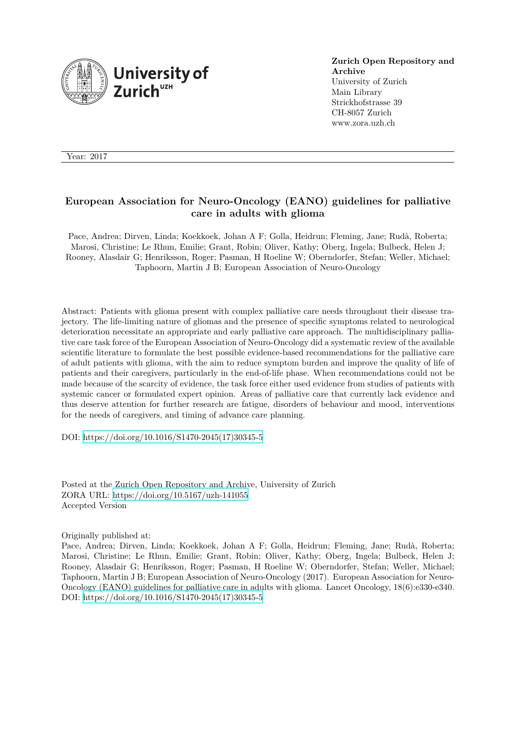**Zurich Open Repository and Archive**
University of Zurich
Main Library
Strickhofstrasse 39
CH-8057 Zurich
www.zora.uzh.ch

Year: 2017

# European Association for Neuro-Oncology (EANO) guidelines for palliative care in adults with glioma

Pace, Andrea; Dirven, Linda; Koekkoek, Johan A F; Golla, Heidrun; Fleming, Jane; Rudà, Roberta; Marosi, Christine; Le Rhun, Emilie; Grant, Robin; Oliver, Kathy; Oberg, Ingela; Bulbeck, Helen J; Rooney, Alasdair G; Henriksson, Roger; Pasman, H Roeline W; Oberndorfer, Stefan; Weller, Michael; Taphoorn, Martin J B; European Association of Neuro-Oncology

Abstract: Patients with glioma present with complex palliative care needs throughout their disease trajectory. The life-limiting nature of gliomas and the presence of specific symptoms related to neurological deterioration necessitate an appropriate and early palliative care approach. The multidisciplinary palliative care task force of the European Association of Neuro-Oncology did a systematic review of the available scientific literature to formulate the best possible evidence-based recommendations for the palliative care of adult patients with glioma, with the aim to reduce symptom burden and improve the quality of life of patients and their caregivers, particularly in the end-of-life phase. When recommendations could not be made because of the scarcity of evidence, the task force either used evidence from studies of patients with systemic cancer or formulated expert opinion. Areas of palliative care that currently lack evidence and thus deserve attention for further research are fatigue, disorders of behaviour and mood, interventions for the needs of caregivers, and timing of advance care planning.

DOI: https://doi.org/10.1016/S1470-2045(17)30345-5

Posted at the Zurich Open Repository and Archive, University of Zurich
ZORA URL: https://doi.org/10.5167/uzh-141055
Accepted Version

Originally published at:
Pace, Andrea; Dirven, Linda; Koekkoek, Johan A F; Golla, Heidrun; Fleming, Jane; Rudà, Roberta; Marosi, Christine; Le Rhun, Emilie; Grant, Robin; Oliver, Kathy; Oberg, Ingela; Bulbeck, Helen J; Rooney, Alasdair G; Henriksson, Roger; Pasman, H Roeline W; Oberndorfer, Stefan; Weller, Michael; Taphoorn, Martin J B; European Association of Neuro-Oncology (2017). European Association for Neuro-Oncology (EANO) guidelines for palliative care in adults with glioma. Lancet Oncology, 18(6):e330-e340.
DOI: https://doi.org/10.1016/S1470-2045(17)30345-5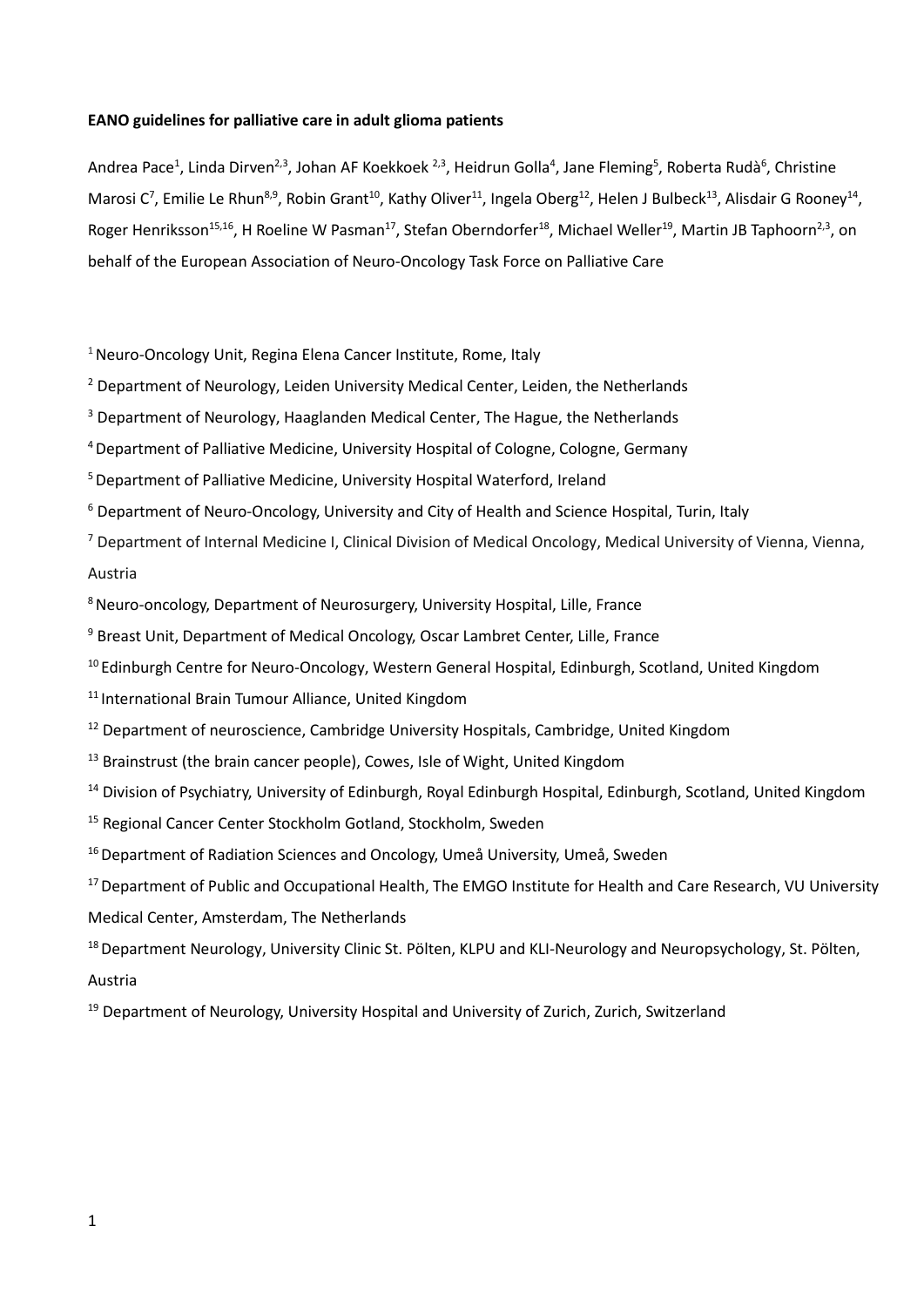**EANO guidelines for palliative care in adult glioma patients**

Andrea Pace[1], Linda Dirven[2,3], Johan AF Koekkoek [2,3], Heidrun Golla[4], Jane Fleming[5], Roberta Rudà[6], Christine Marosi C[7], Emilie Le Rhun[8,9], Robin Grant[10], Kathy Oliver[11], Ingela Oberg[12], Helen J Bulbeck[13], Alisdair G Rooney[14], Roger Henriksson[15,16], H Roeline W Pasman[17], Stefan Oberndorfer[18], Michael Weller[19], Martin JB Taphoorn[2,3], on behalf of the European Association of Neuro-Oncology Task Force on Palliative Care

[1] Neuro-Oncology Unit, Regina Elena Cancer Institute, Rome, Italy

[2] Department of Neurology, Leiden University Medical Center, Leiden, the Netherlands

[3] Department of Neurology, Haaglanden Medical Center, The Hague, the Netherlands

[4] Department of Palliative Medicine, University Hospital of Cologne, Cologne, Germany

[5] Department of Palliative Medicine, University Hospital Waterford, Ireland

[6] Department of Neuro-Oncology, University and City of Health and Science Hospital, Turin, Italy

[7] Department of Internal Medicine I, Clinical Division of Medical Oncology, Medical University of Vienna, Vienna, Austria

[8] Neuro-oncology, Department of Neurosurgery, University Hospital, Lille, France

[9] Breast Unit, Department of Medical Oncology, Oscar Lambret Center, Lille, France

[10] Edinburgh Centre for Neuro-Oncology, Western General Hospital, Edinburgh, Scotland, United Kingdom

[11] International Brain Tumour Alliance, United Kingdom

[12] Department of neuroscience, Cambridge University Hospitals, Cambridge, United Kingdom

[13] Brainstrust (the brain cancer people), Cowes, Isle of Wight, United Kingdom

[14] Division of Psychiatry, University of Edinburgh, Royal Edinburgh Hospital, Edinburgh, Scotland, United Kingdom

[15] Regional Cancer Center Stockholm Gotland, Stockholm, Sweden

[16] Department of Radiation Sciences and Oncology, Umeå University, Umeå, Sweden

[17] Department of Public and Occupational Health, The EMGO Institute for Health and Care Research, VU University Medical Center, Amsterdam, The Netherlands

[18] Department Neurology, University Clinic St. Pölten, KLPU and KLI-Neurology and Neuropsychology, St. Pölten, Austria

[19] Department of Neurology, University Hospital and University of Zurich, Zurich, Switzerland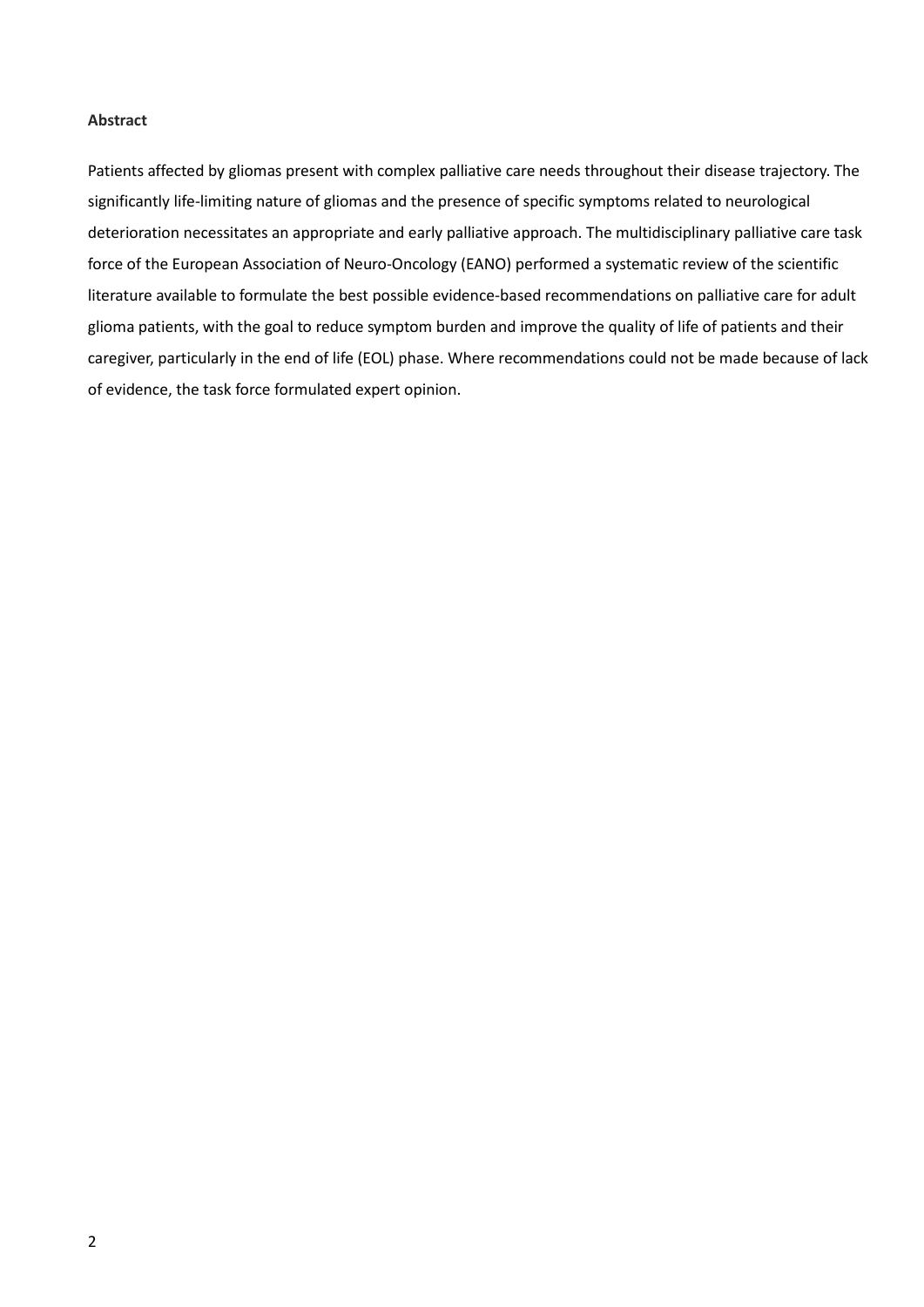**Abstract**

Patients affected by gliomas present with complex palliative care needs throughout their disease trajectory. The significantly life-limiting nature of gliomas and the presence of specific symptoms related to neurological deterioration necessitates an appropriate and early palliative approach. The multidisciplinary palliative care task force of the European Association of Neuro-Oncology (EANO) performed a systematic review of the scientific literature available to formulate the best possible evidence-based recommendations on palliative care for adult glioma patients, with the goal to reduce symptom burden and improve the quality of life of patients and their caregiver, particularly in the end of life (EOL) phase. Where recommendations could not be made because of lack of evidence, the task force formulated expert opinion.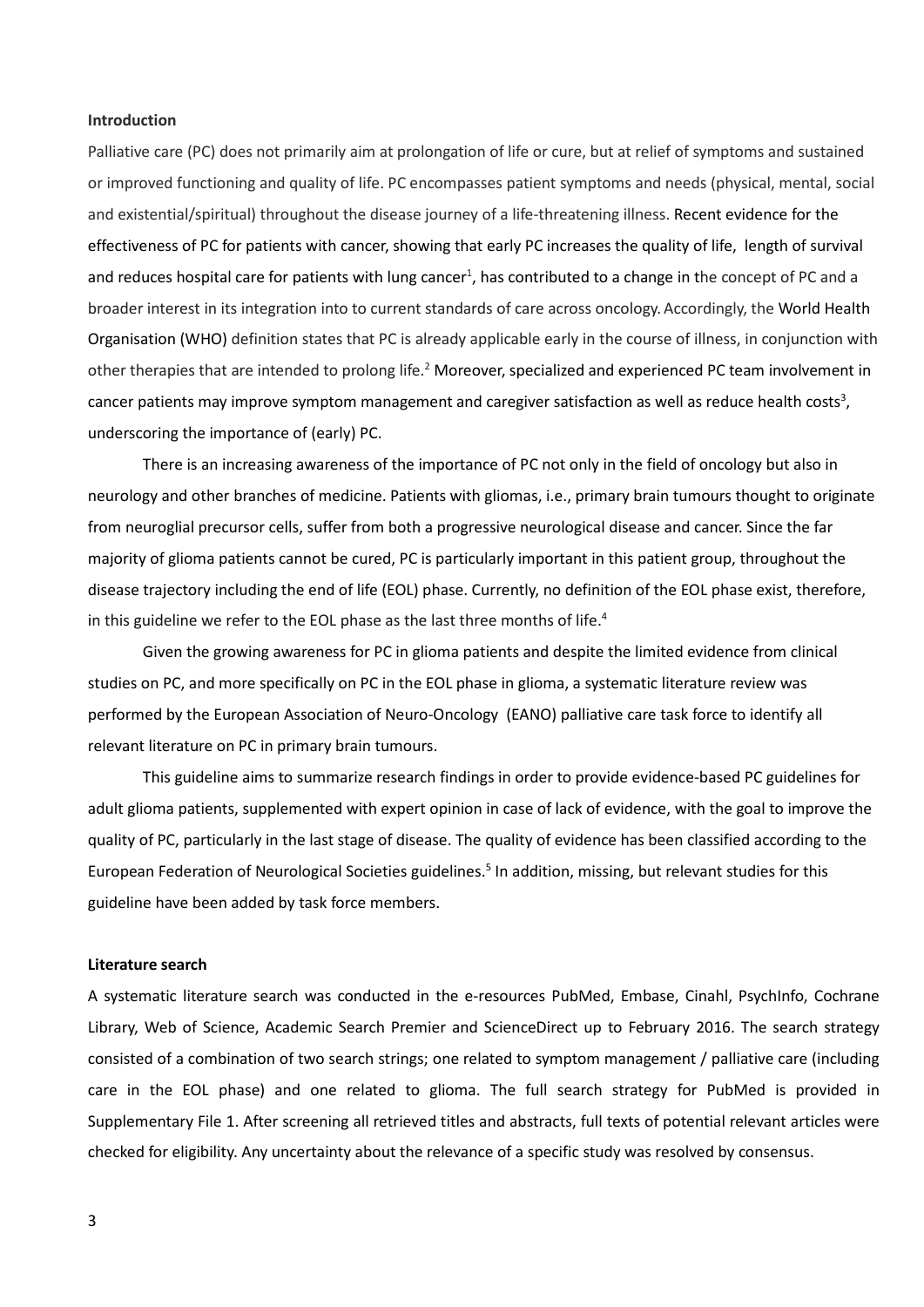**Introduction**

Palliative care (PC) does not primarily aim at prolongation of life or cure, but at relief of symptoms and sustained or improved functioning and quality of life. PC encompasses patient symptoms and needs (physical, mental, social and existential/spiritual) throughout the disease journey of a life-threatening illness. Recent evidence for the effectiveness of PC for patients with cancer, showing that early PC increases the quality of life, length of survival and reduces hospital care for patients with lung cancer[1], has contributed to a change in the concept of PC and a broader interest in its integration into to current standards of care across oncology. Accordingly, the World Health Organisation (WHO) definition states that PC is already applicable early in the course of illness, in conjunction with other therapies that are intended to prolong life.[2] Moreover, specialized and experienced PC team involvement in cancer patients may improve symptom management and caregiver satisfaction as well as reduce health costs[3], underscoring the importance of (early) PC.

There is an increasing awareness of the importance of PC not only in the field of oncology but also in neurology and other branches of medicine. Patients with gliomas, i.e., primary brain tumours thought to originate from neuroglial precursor cells, suffer from both a progressive neurological disease and cancer. Since the far majority of glioma patients cannot be cured, PC is particularly important in this patient group, throughout the disease trajectory including the end of life (EOL) phase. Currently, no definition of the EOL phase exist, therefore, in this guideline we refer to the EOL phase as the last three months of life.[4]

Given the growing awareness for PC in glioma patients and despite the limited evidence from clinical studies on PC, and more specifically on PC in the EOL phase in glioma, a systematic literature review was performed by the European Association of Neuro-Oncology (EANO) palliative care task force to identify all relevant literature on PC in primary brain tumours.

This guideline aims to summarize research findings in order to provide evidence-based PC guidelines for adult glioma patients, supplemented with expert opinion in case of lack of evidence, with the goal to improve the quality of PC, particularly in the last stage of disease. The quality of evidence has been classified according to the European Federation of Neurological Societies guidelines.[5] In addition, missing, but relevant studies for this guideline have been added by task force members.

**Literature search**

A systematic literature search was conducted in the e-resources PubMed, Embase, Cinahl, PsychInfo, Cochrane Library, Web of Science, Academic Search Premier and ScienceDirect up to February 2016. The search strategy consisted of a combination of two search strings; one related to symptom management / palliative care (including care in the EOL phase) and one related to glioma. The full search strategy for PubMed is provided in Supplementary File 1. After screening all retrieved titles and abstracts, full texts of potential relevant articles were checked for eligibility. Any uncertainty about the relevance of a specific study was resolved by consensus.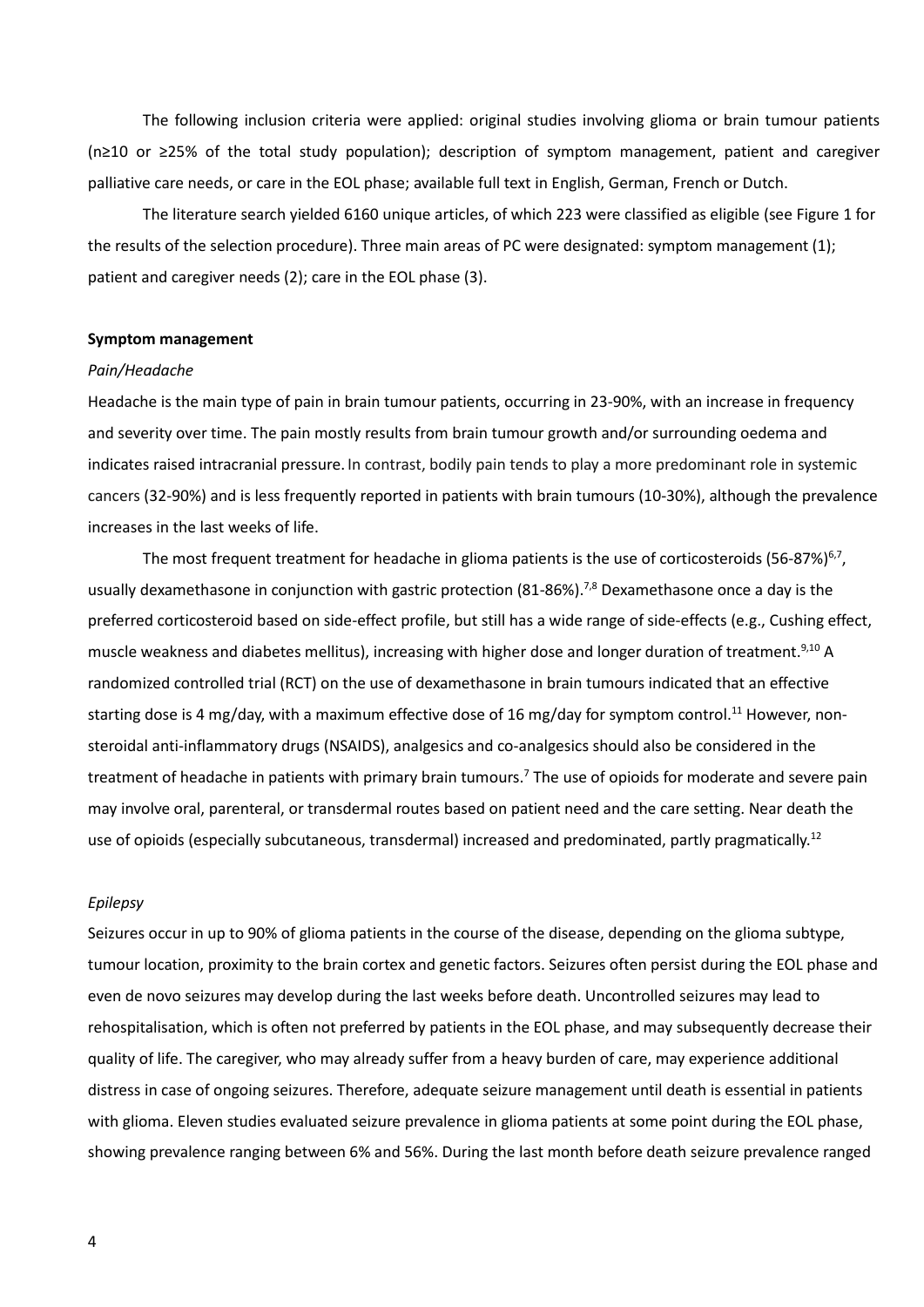The following inclusion criteria were applied: original studies involving glioma or brain tumour patients (n≥10 or ≥25% of the total study population); description of symptom management, patient and caregiver palliative care needs, or care in the EOL phase; available full text in English, German, French or Dutch.

The literature search yielded 6160 unique articles, of which 223 were classified as eligible (see Figure 1 for the results of the selection procedure). Three main areas of PC were designated: symptom management (1); patient and caregiver needs (2); care in the EOL phase (3).

**Symptom management**

*Pain/Headache*

Headache is the main type of pain in brain tumour patients, occurring in 23-90%, with an increase in frequency and severity over time. The pain mostly results from brain tumour growth and/or surrounding oedema and indicates raised intracranial pressure. In contrast, bodily pain tends to play a more predominant role in systemic cancers (32-90%) and is less frequently reported in patients with brain tumours (10-30%), although the prevalence increases in the last weeks of life.

The most frequent treatment for headache in glioma patients is the use of corticosteroids (56-87%)[6,7], usually dexamethasone in conjunction with gastric protection (81-86%).[7,8] Dexamethasone once a day is the preferred corticosteroid based on side-effect profile, but still has a wide range of side-effects (e.g., Cushing effect, muscle weakness and diabetes mellitus), increasing with higher dose and longer duration of treatment.[9,10] A randomized controlled trial (RCT) on the use of dexamethasone in brain tumours indicated that an effective starting dose is 4 mg/day, with a maximum effective dose of 16 mg/day for symptom control.[11] However, non-steroidal anti-inflammatory drugs (NSAIDS), analgesics and co-analgesics should also be considered in the treatment of headache in patients with primary brain tumours.[7] The use of opioids for moderate and severe pain may involve oral, parenteral, or transdermal routes based on patient need and the care setting. Near death the use of opioids (especially subcutaneous, transdermal) increased and predominated, partly pragmatically.[12]

*Epilepsy*

Seizures occur in up to 90% of glioma patients in the course of the disease, depending on the glioma subtype, tumour location, proximity to the brain cortex and genetic factors. Seizures often persist during the EOL phase and even de novo seizures may develop during the last weeks before death. Uncontrolled seizures may lead to rehospitalisation, which is often not preferred by patients in the EOL phase, and may subsequently decrease their quality of life. The caregiver, who may already suffer from a heavy burden of care, may experience additional distress in case of ongoing seizures. Therefore, adequate seizure management until death is essential in patients with glioma. Eleven studies evaluated seizure prevalence in glioma patients at some point during the EOL phase, showing prevalence ranging between 6% and 56%. During the last month before death seizure prevalence ranged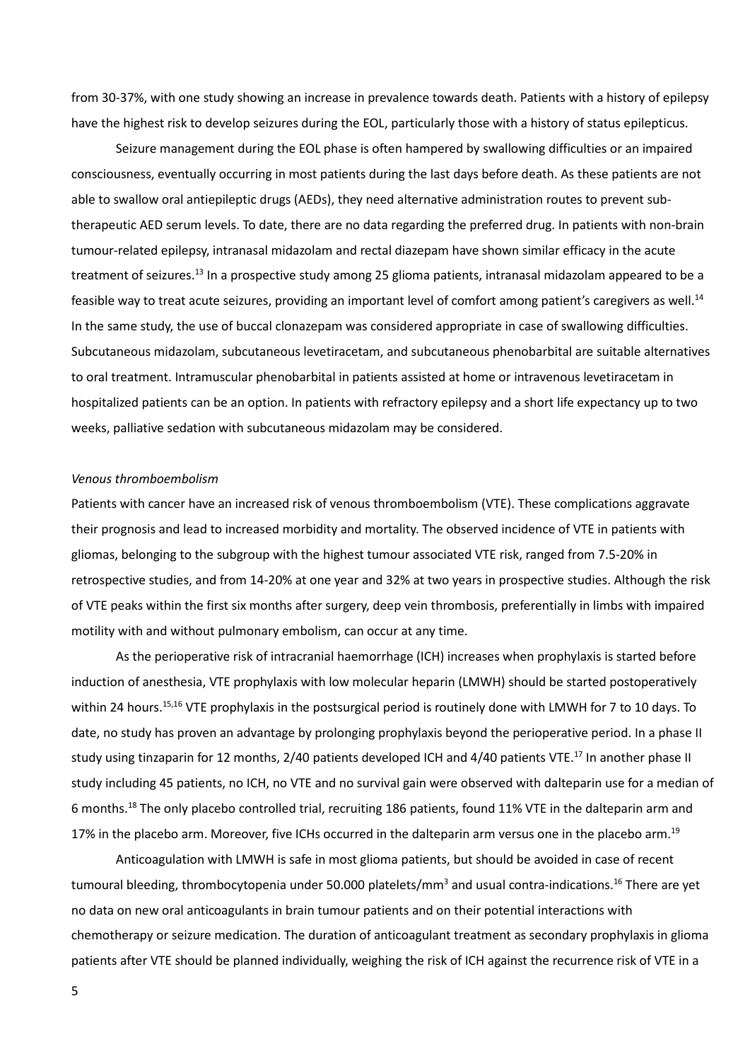from 30-37%, with one study showing an increase in prevalence towards death. Patients with a history of epilepsy have the highest risk to develop seizures during the EOL, particularly those with a history of status epilepticus.

Seizure management during the EOL phase is often hampered by swallowing difficulties or an impaired consciousness, eventually occurring in most patients during the last days before death. As these patients are not able to swallow oral antiepileptic drugs (AEDs), they need alternative administration routes to prevent sub-therapeutic AED serum levels. To date, there are no data regarding the preferred drug. In patients with non-brain tumour-related epilepsy, intranasal midazolam and rectal diazepam have shown similar efficacy in the acute treatment of seizures.[13] In a prospective study among 25 glioma patients, intranasal midazolam appeared to be a feasible way to treat acute seizures, providing an important level of comfort among patient's caregivers as well.[14] In the same study, the use of buccal clonazepam was considered appropriate in case of swallowing difficulties. Subcutaneous midazolam, subcutaneous levetiracetam, and subcutaneous phenobarbital are suitable alternatives to oral treatment. Intramuscular phenobarbital in patients assisted at home or intravenous levetiracetam in hospitalized patients can be an option. In patients with refractory epilepsy and a short life expectancy up to two weeks, palliative sedation with subcutaneous midazolam may be considered.

*Venous thromboembolism*

Patients with cancer have an increased risk of venous thromboembolism (VTE). These complications aggravate their prognosis and lead to increased morbidity and mortality. The observed incidence of VTE in patients with gliomas, belonging to the subgroup with the highest tumour associated VTE risk, ranged from 7.5-20% in retrospective studies, and from 14-20% at one year and 32% at two years in prospective studies. Although the risk of VTE peaks within the first six months after surgery, deep vein thrombosis, preferentially in limbs with impaired motility with and without pulmonary embolism, can occur at any time.

As the perioperative risk of intracranial haemorrhage (ICH) increases when prophylaxis is started before induction of anesthesia, VTE prophylaxis with low molecular heparin (LMWH) should be started postoperatively within 24 hours.[15,16] VTE prophylaxis in the postsurgical period is routinely done with LMWH for 7 to 10 days. To date, no study has proven an advantage by prolonging prophylaxis beyond the perioperative period. In a phase II study using tinzaparin for 12 months, 2/40 patients developed ICH and 4/40 patients VTE.[17] In another phase II study including 45 patients, no ICH, no VTE and no survival gain were observed with dalteparin use for a median of 6 months.[18] The only placebo controlled trial, recruiting 186 patients, found 11% VTE in the dalteparin arm and 17% in the placebo arm. Moreover, five ICHs occurred in the dalteparin arm versus one in the placebo arm.[19]

Anticoagulation with LMWH is safe in most glioma patients, but should be avoided in case of recent tumoural bleeding, thrombocytopenia under 50.000 platelets/mm$^3$ and usual contra-indications.[16] There are yet no data on new oral anticoagulants in brain tumour patients and on their potential interactions with chemotherapy or seizure medication. The duration of anticoagulant treatment as secondary prophylaxis in glioma patients after VTE should be planned individually, weighing the risk of ICH against the recurrence risk of VTE in a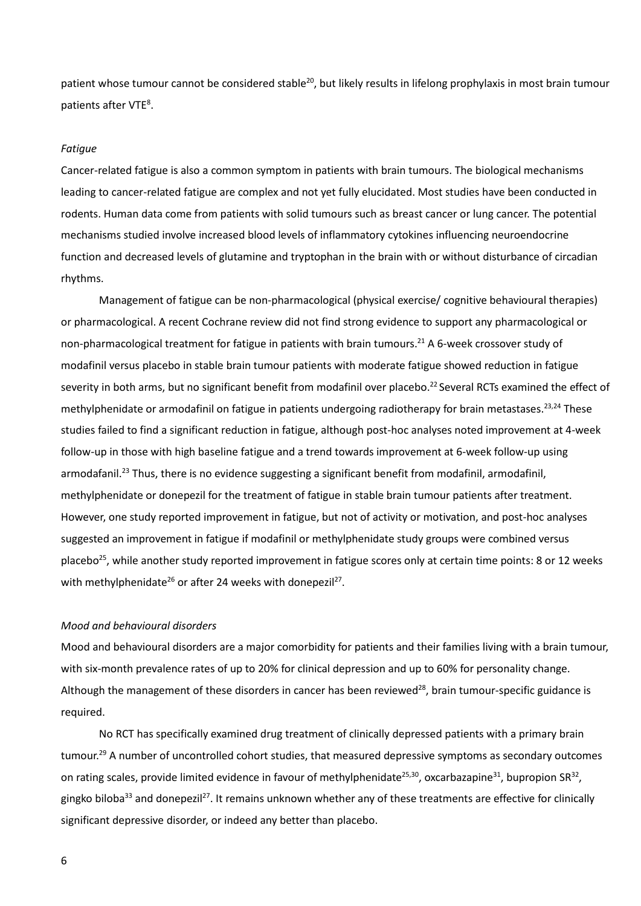patient whose tumour cannot be considered stable[20], but likely results in lifelong prophylaxis in most brain tumour patients after VTE[8].

*Fatigue*

Cancer-related fatigue is also a common symptom in patients with brain tumours. The biological mechanisms leading to cancer-related fatigue are complex and not yet fully elucidated. Most studies have been conducted in rodents. Human data come from patients with solid tumours such as breast cancer or lung cancer. The potential mechanisms studied involve increased blood levels of inflammatory cytokines influencing neuroendocrine function and decreased levels of glutamine and tryptophan in the brain with or without disturbance of circadian rhythms.

Management of fatigue can be non-pharmacological (physical exercise/ cognitive behavioural therapies) or pharmacological. A recent Cochrane review did not find strong evidence to support any pharmacological or non-pharmacological treatment for fatigue in patients with brain tumours.[21] A 6-week crossover study of modafinil versus placebo in stable brain tumour patients with moderate fatigue showed reduction in fatigue severity in both arms, but no significant benefit from modafinil over placebo.[22] Several RCTs examined the effect of methylphenidate or armodafinil on fatigue in patients undergoing radiotherapy for brain metastases.[23,24] These studies failed to find a significant reduction in fatigue, although post-hoc analyses noted improvement at 4-week follow-up in those with high baseline fatigue and a trend towards improvement at 6-week follow-up using armodafanil.[23] Thus, there is no evidence suggesting a significant benefit from modafinil, armodafinil, methylphenidate or donepezil for the treatment of fatigue in stable brain tumour patients after treatment. However, one study reported improvement in fatigue, but not of activity or motivation, and post-hoc analyses suggested an improvement in fatigue if modafinil or methylphenidate study groups were combined versus placebo[25], while another study reported improvement in fatigue scores only at certain time points: 8 or 12 weeks with methylphenidate[26] or after 24 weeks with donepezil[27].

*Mood and behavioural disorders*

Mood and behavioural disorders are a major comorbidity for patients and their families living with a brain tumour, with six-month prevalence rates of up to 20% for clinical depression and up to 60% for personality change. Although the management of these disorders in cancer has been reviewed[28], brain tumour-specific guidance is required.

No RCT has specifically examined drug treatment of clinically depressed patients with a primary brain tumour.[29] A number of uncontrolled cohort studies, that measured depressive symptoms as secondary outcomes on rating scales, provide limited evidence in favour of methylphenidate[25,30], oxcarbazapine[31], bupropion SR[32], gingko biloba[33] and donepezil[27]. It remains unknown whether any of these treatments are effective for clinically significant depressive disorder, or indeed any better than placebo.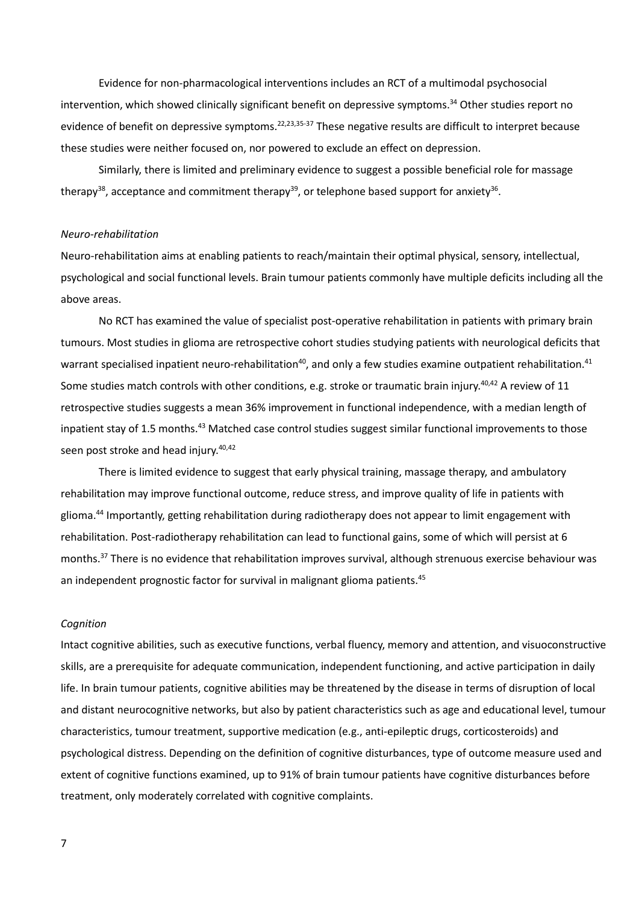Evidence for non-pharmacological interventions includes an RCT of a multimodal psychosocial intervention, which showed clinically significant benefit on depressive symptoms.[34] Other studies report no evidence of benefit on depressive symptoms.[22,23,35-37] These negative results are difficult to interpret because these studies were neither focused on, nor powered to exclude an effect on depression.

Similarly, there is limited and preliminary evidence to suggest a possible beneficial role for massage therapy[38], acceptance and commitment therapy[39], or telephone based support for anxiety[36].

*Neuro-rehabilitation*

Neuro-rehabilitation aims at enabling patients to reach/maintain their optimal physical, sensory, intellectual, psychological and social functional levels. Brain tumour patients commonly have multiple deficits including all the above areas.

No RCT has examined the value of specialist post-operative rehabilitation in patients with primary brain tumours. Most studies in glioma are retrospective cohort studies studying patients with neurological deficits that warrant specialised inpatient neuro-rehabilitation[40], and only a few studies examine outpatient rehabilitation.[41] Some studies match controls with other conditions, e.g. stroke or traumatic brain injury.[40,42] A review of 11 retrospective studies suggests a mean 36% improvement in functional independence, with a median length of inpatient stay of 1.5 months.[43] Matched case control studies suggest similar functional improvements to those seen post stroke and head injury.[40,42]

There is limited evidence to suggest that early physical training, massage therapy, and ambulatory rehabilitation may improve functional outcome, reduce stress, and improve quality of life in patients with glioma.[44] Importantly, getting rehabilitation during radiotherapy does not appear to limit engagement with rehabilitation. Post-radiotherapy rehabilitation can lead to functional gains, some of which will persist at 6 months.[37] There is no evidence that rehabilitation improves survival, although strenuous exercise behaviour was an independent prognostic factor for survival in malignant glioma patients.[45]

*Cognition*

Intact cognitive abilities, such as executive functions, verbal fluency, memory and attention, and visuoconstructive skills, are a prerequisite for adequate communication, independent functioning, and active participation in daily life. In brain tumour patients, cognitive abilities may be threatened by the disease in terms of disruption of local and distant neurocognitive networks, but also by patient characteristics such as age and educational level, tumour characteristics, tumour treatment, supportive medication (e.g., anti-epileptic drugs, corticosteroids) and psychological distress. Depending on the definition of cognitive disturbances, type of outcome measure used and extent of cognitive functions examined, up to 91% of brain tumour patients have cognitive disturbances before treatment, only moderately correlated with cognitive complaints.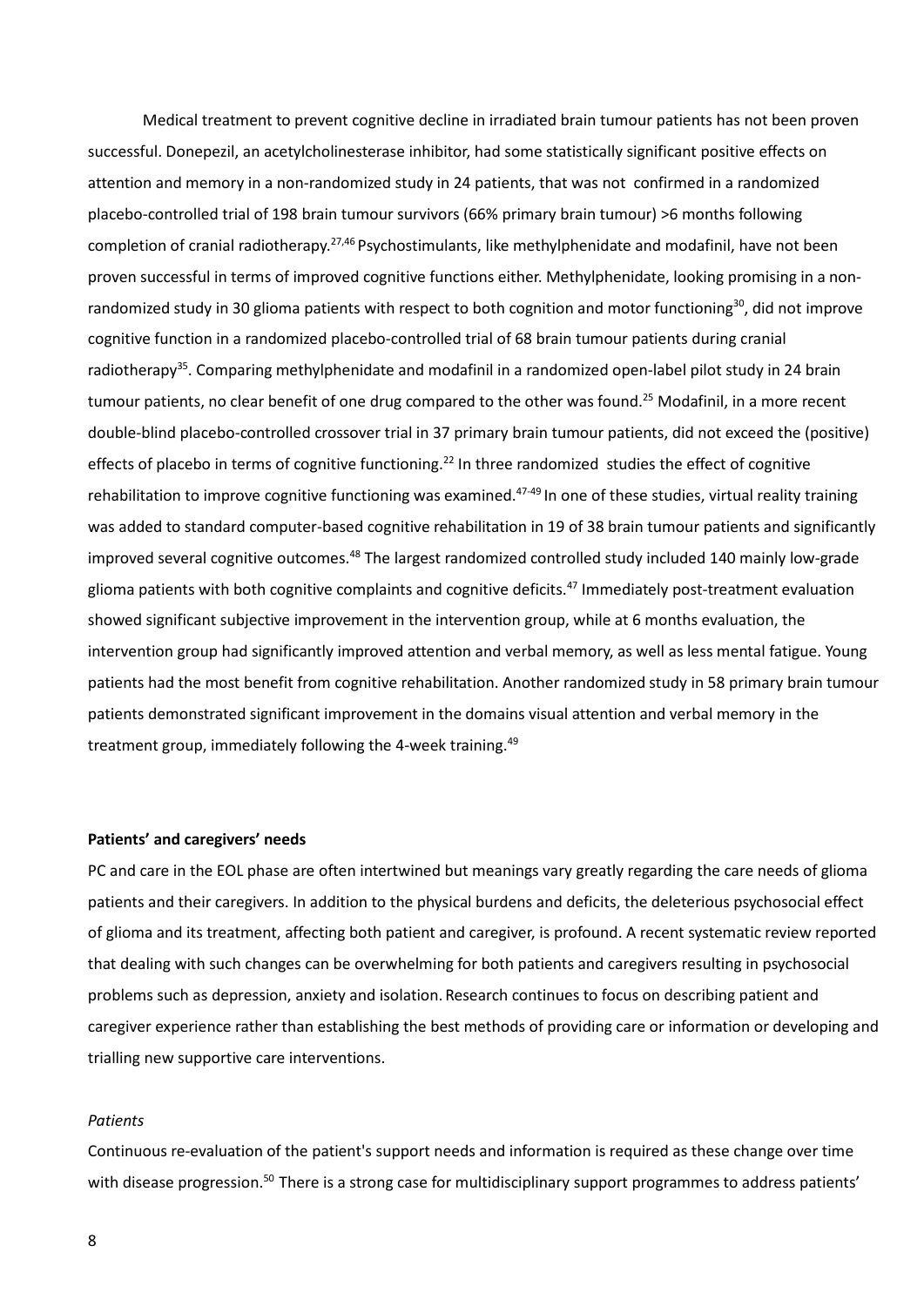Medical treatment to prevent cognitive decline in irradiated brain tumour patients has not been proven successful. Donepezil, an acetylcholinesterase inhibitor, had some statistically significant positive effects on attention and memory in a non-randomized study in 24 patients, that was not confirmed in a randomized placebo-controlled trial of 198 brain tumour survivors (66% primary brain tumour) >6 months following completion of cranial radiotherapy.[27,46] Psychostimulants, like methylphenidate and modafinil, have not been proven successful in terms of improved cognitive functions either. Methylphenidate, looking promising in a non-randomized study in 30 glioma patients with respect to both cognition and motor functioning[30], did not improve cognitive function in a randomized placebo-controlled trial of 68 brain tumour patients during cranial radiotherapy[35]. Comparing methylphenidate and modafinil in a randomized open-label pilot study in 24 brain tumour patients, no clear benefit of one drug compared to the other was found.[25] Modafinil, in a more recent double-blind placebo-controlled crossover trial in 37 primary brain tumour patients, did not exceed the (positive) effects of placebo in terms of cognitive functioning.[22] In three randomized studies the effect of cognitive rehabilitation to improve cognitive functioning was examined.[47-49] In one of these studies, virtual reality training was added to standard computer-based cognitive rehabilitation in 19 of 38 brain tumour patients and significantly improved several cognitive outcomes.[48] The largest randomized controlled study included 140 mainly low-grade glioma patients with both cognitive complaints and cognitive deficits.[47] Immediately post-treatment evaluation showed significant subjective improvement in the intervention group, while at 6 months evaluation, the intervention group had significantly improved attention and verbal memory, as well as less mental fatigue. Young patients had the most benefit from cognitive rehabilitation. Another randomized study in 58 primary brain tumour patients demonstrated significant improvement in the domains visual attention and verbal memory in the treatment group, immediately following the 4-week training.[49]

**Patients' and caregivers' needs**

PC and care in the EOL phase are often intertwined but meanings vary greatly regarding the care needs of glioma patients and their caregivers. In addition to the physical burdens and deficits, the deleterious psychosocial effect of glioma and its treatment, affecting both patient and caregiver, is profound. A recent systematic review reported that dealing with such changes can be overwhelming for both patients and caregivers resulting in psychosocial problems such as depression, anxiety and isolation. Research continues to focus on describing patient and caregiver experience rather than establishing the best methods of providing care or information or developing and trialling new supportive care interventions.

*Patients*

Continuous re-evaluation of the patient's support needs and information is required as these change over time with disease progression.[50] There is a strong case for multidisciplinary support programmes to address patients'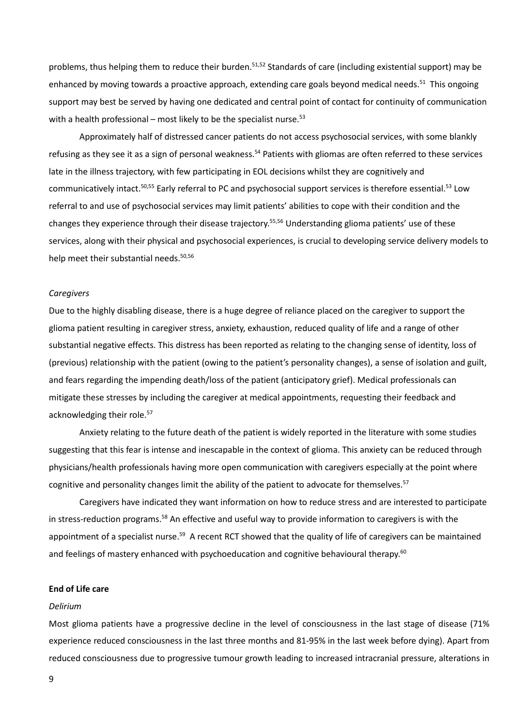problems, thus helping them to reduce their burden.[51,52] Standards of care (including existential support) may be enhanced by moving towards a proactive approach, extending care goals beyond medical needs.[51] This ongoing support may best be served by having one dedicated and central point of contact for continuity of communication with a health professional – most likely to be the specialist nurse.[53]

Approximately half of distressed cancer patients do not access psychosocial services, with some blankly refusing as they see it as a sign of personal weakness.[54] Patients with gliomas are often referred to these services late in the illness trajectory, with few participating in EOL decisions whilst they are cognitively and communicatively intact.[50,55] Early referral to PC and psychosocial support services is therefore essential.[53] Low referral to and use of psychosocial services may limit patients' abilities to cope with their condition and the changes they experience through their disease trajectory.[55,56] Understanding glioma patients' use of these services, along with their physical and psychosocial experiences, is crucial to developing service delivery models to help meet their substantial needs.[50,56]

*Caregivers*

Due to the highly disabling disease, there is a huge degree of reliance placed on the caregiver to support the glioma patient resulting in caregiver stress, anxiety, exhaustion, reduced quality of life and a range of other substantial negative effects. This distress has been reported as relating to the changing sense of identity, loss of (previous) relationship with the patient (owing to the patient's personality changes), a sense of isolation and guilt, and fears regarding the impending death/loss of the patient (anticipatory grief). Medical professionals can mitigate these stresses by including the caregiver at medical appointments, requesting their feedback and acknowledging their role.[57]

Anxiety relating to the future death of the patient is widely reported in the literature with some studies suggesting that this fear is intense and inescapable in the context of glioma. This anxiety can be reduced through physicians/health professionals having more open communication with caregivers especially at the point where cognitive and personality changes limit the ability of the patient to advocate for themselves.[57]

Caregivers have indicated they want information on how to reduce stress and are interested to participate in stress-reduction programs.[58] An effective and useful way to provide information to caregivers is with the appointment of a specialist nurse.[59] A recent RCT showed that the quality of life of caregivers can be maintained and feelings of mastery enhanced with psychoeducation and cognitive behavioural therapy.[60]

**End of Life care**

*Delirium*

Most glioma patients have a progressive decline in the level of consciousness in the last stage of disease (71% experience reduced consciousness in the last three months and 81-95% in the last week before dying). Apart from reduced consciousness due to progressive tumour growth leading to increased intracranial pressure, alterations in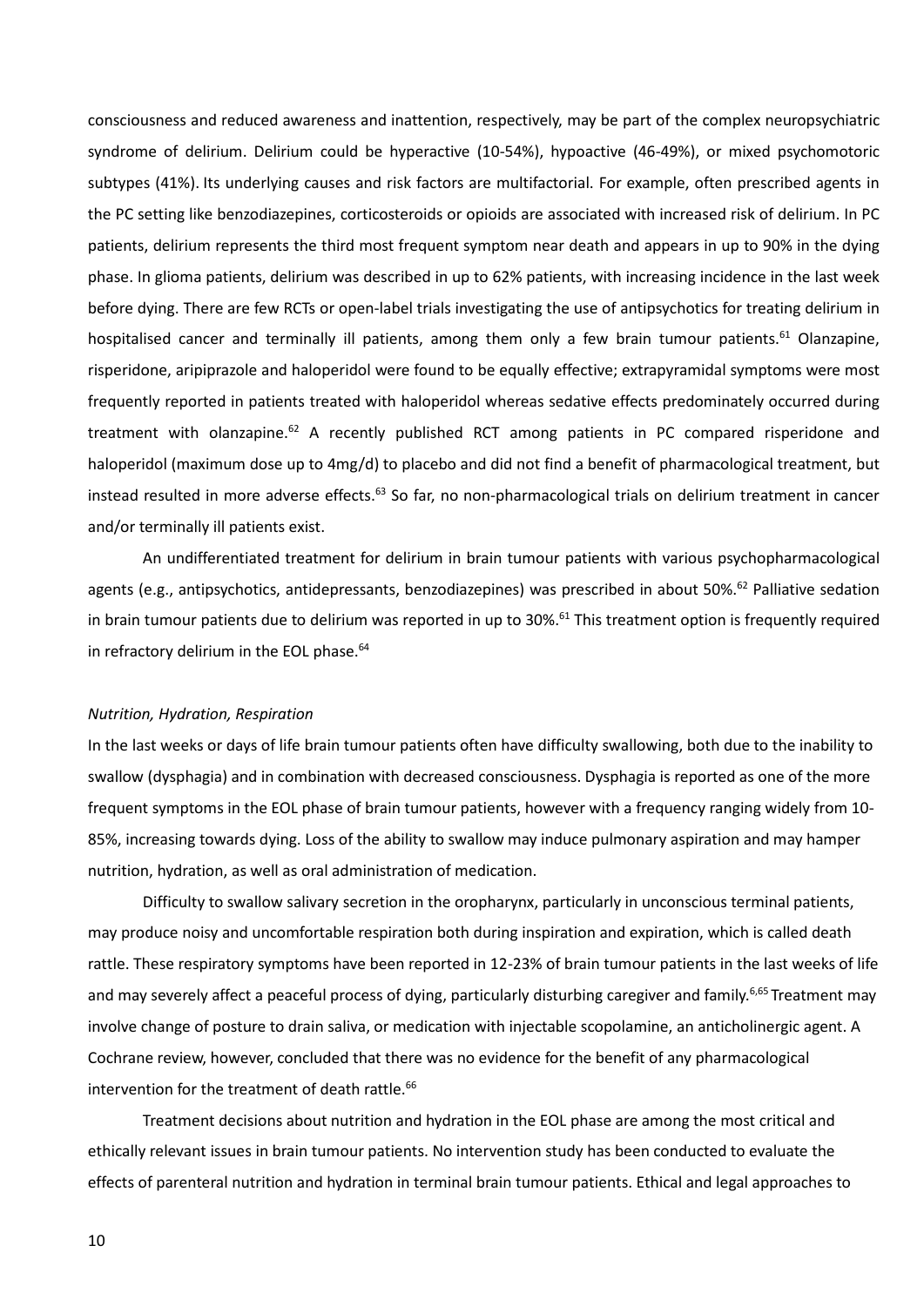consciousness and reduced awareness and inattention, respectively, may be part of the complex neuropsychiatric syndrome of delirium. Delirium could be hyperactive (10-54%), hypoactive (46-49%), or mixed psychomotoric subtypes (41%). Its underlying causes and risk factors are multifactorial. For example, often prescribed agents in the PC setting like benzodiazepines, corticosteroids or opioids are associated with increased risk of delirium. In PC patients, delirium represents the third most frequent symptom near death and appears in up to 90% in the dying phase. In glioma patients, delirium was described in up to 62% patients, with increasing incidence in the last week before dying. There are few RCTs or open-label trials investigating the use of antipsychotics for treating delirium in hospitalised cancer and terminally ill patients, among them only a few brain tumour patients.[61] Olanzapine, risperidone, aripiprazole and haloperidol were found to be equally effective; extrapyramidal symptoms were most frequently reported in patients treated with haloperidol whereas sedative effects predominately occurred during treatment with olanzapine.[62] A recently published RCT among patients in PC compared risperidone and haloperidol (maximum dose up to 4mg/d) to placebo and did not find a benefit of pharmacological treatment, but instead resulted in more adverse effects.[63] So far, no non-pharmacological trials on delirium treatment in cancer and/or terminally ill patients exist.

An undifferentiated treatment for delirium in brain tumour patients with various psychopharmacological agents (e.g., antipsychotics, antidepressants, benzodiazepines) was prescribed in about 50%.[62] Palliative sedation in brain tumour patients due to delirium was reported in up to 30%.[61] This treatment option is frequently required in refractory delirium in the EOL phase.[64]

*Nutrition, Hydration, Respiration*

In the last weeks or days of life brain tumour patients often have difficulty swallowing, both due to the inability to swallow (dysphagia) and in combination with decreased consciousness. Dysphagia is reported as one of the more frequent symptoms in the EOL phase of brain tumour patients, however with a frequency ranging widely from 10-85%, increasing towards dying. Loss of the ability to swallow may induce pulmonary aspiration and may hamper nutrition, hydration, as well as oral administration of medication.

Difficulty to swallow salivary secretion in the oropharynx, particularly in unconscious terminal patients, may produce noisy and uncomfortable respiration both during inspiration and expiration, which is called death rattle. These respiratory symptoms have been reported in 12-23% of brain tumour patients in the last weeks of life and may severely affect a peaceful process of dying, particularly disturbing caregiver and family.[6,65] Treatment may involve change of posture to drain saliva, or medication with injectable scopolamine, an anticholinergic agent. A Cochrane review, however, concluded that there was no evidence for the benefit of any pharmacological intervention for the treatment of death rattle.[66]

Treatment decisions about nutrition and hydration in the EOL phase are among the most critical and ethically relevant issues in brain tumour patients. No intervention study has been conducted to evaluate the effects of parenteral nutrition and hydration in terminal brain tumour patients. Ethical and legal approaches to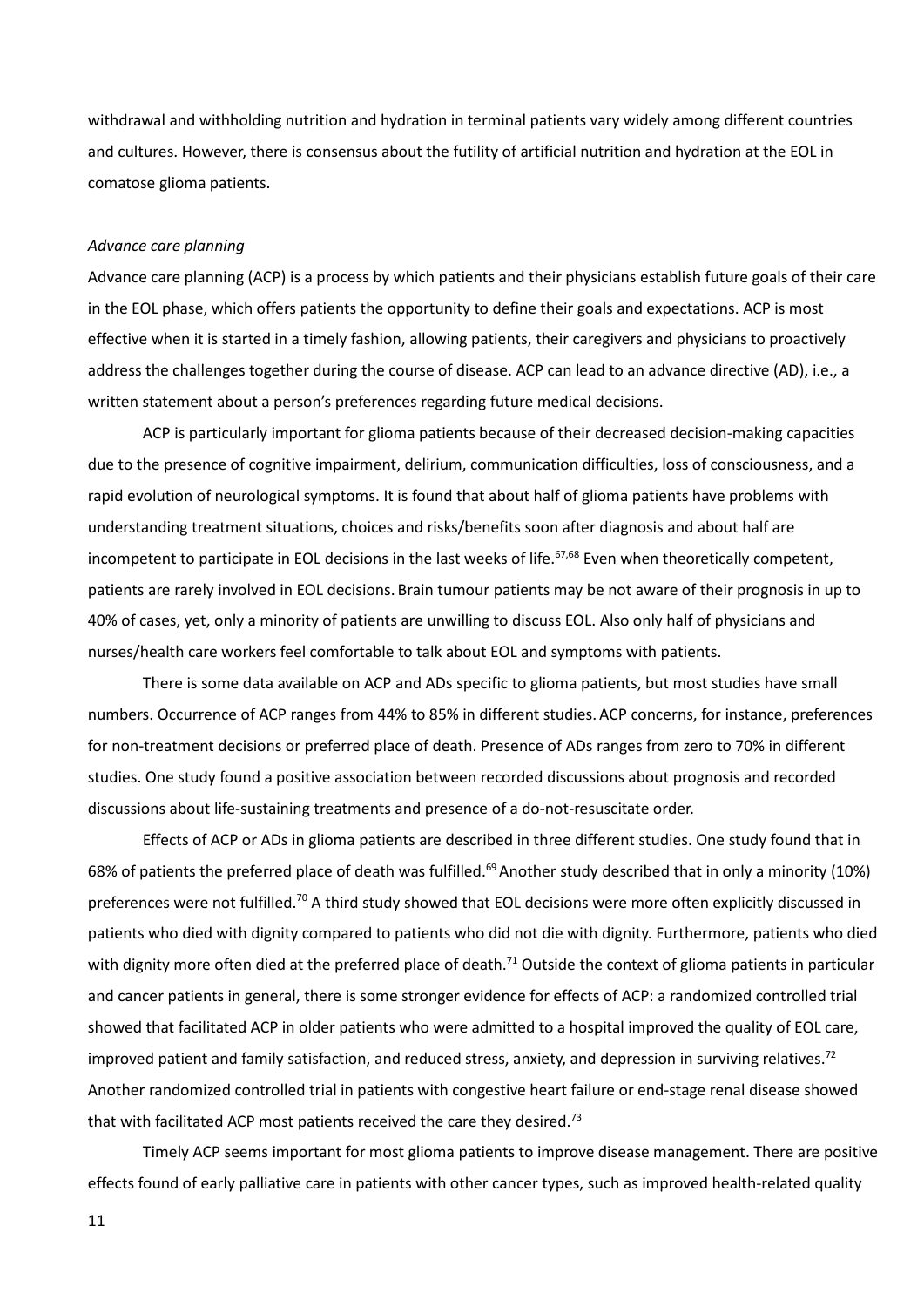withdrawal and withholding nutrition and hydration in terminal patients vary widely among different countries and cultures. However, there is consensus about the futility of artificial nutrition and hydration at the EOL in comatose glioma patients.

*Advance care planning*

Advance care planning (ACP) is a process by which patients and their physicians establish future goals of their care in the EOL phase, which offers patients the opportunity to define their goals and expectations. ACP is most effective when it is started in a timely fashion, allowing patients, their caregivers and physicians to proactively address the challenges together during the course of disease. ACP can lead to an advance directive (AD), i.e., a written statement about a person's preferences regarding future medical decisions.

ACP is particularly important for glioma patients because of their decreased decision-making capacities due to the presence of cognitive impairment, delirium, communication difficulties, loss of consciousness, and a rapid evolution of neurological symptoms. It is found that about half of glioma patients have problems with understanding treatment situations, choices and risks/benefits soon after diagnosis and about half are incompetent to participate in EOL decisions in the last weeks of life.[67,68] Even when theoretically competent, patients are rarely involved in EOL decisions. Brain tumour patients may be not aware of their prognosis in up to 40% of cases, yet, only a minority of patients are unwilling to discuss EOL. Also only half of physicians and nurses/health care workers feel comfortable to talk about EOL and symptoms with patients.

There is some data available on ACP and ADs specific to glioma patients, but most studies have small numbers. Occurrence of ACP ranges from 44% to 85% in different studies. ACP concerns, for instance, preferences for non-treatment decisions or preferred place of death. Presence of ADs ranges from zero to 70% in different studies. One study found a positive association between recorded discussions about prognosis and recorded discussions about life-sustaining treatments and presence of a do-not-resuscitate order.

Effects of ACP or ADs in glioma patients are described in three different studies. One study found that in 68% of patients the preferred place of death was fulfilled.[69] Another study described that in only a minority (10%) preferences were not fulfilled.[70] A third study showed that EOL decisions were more often explicitly discussed in patients who died with dignity compared to patients who did not die with dignity. Furthermore, patients who died with dignity more often died at the preferred place of death.[71] Outside the context of glioma patients in particular and cancer patients in general, there is some stronger evidence for effects of ACP: a randomized controlled trial showed that facilitated ACP in older patients who were admitted to a hospital improved the quality of EOL care, improved patient and family satisfaction, and reduced stress, anxiety, and depression in surviving relatives.[72] Another randomized controlled trial in patients with congestive heart failure or end-stage renal disease showed that with facilitated ACP most patients received the care they desired.[73]

Timely ACP seems important for most glioma patients to improve disease management. There are positive effects found of early palliative care in patients with other cancer types, such as improved health-related quality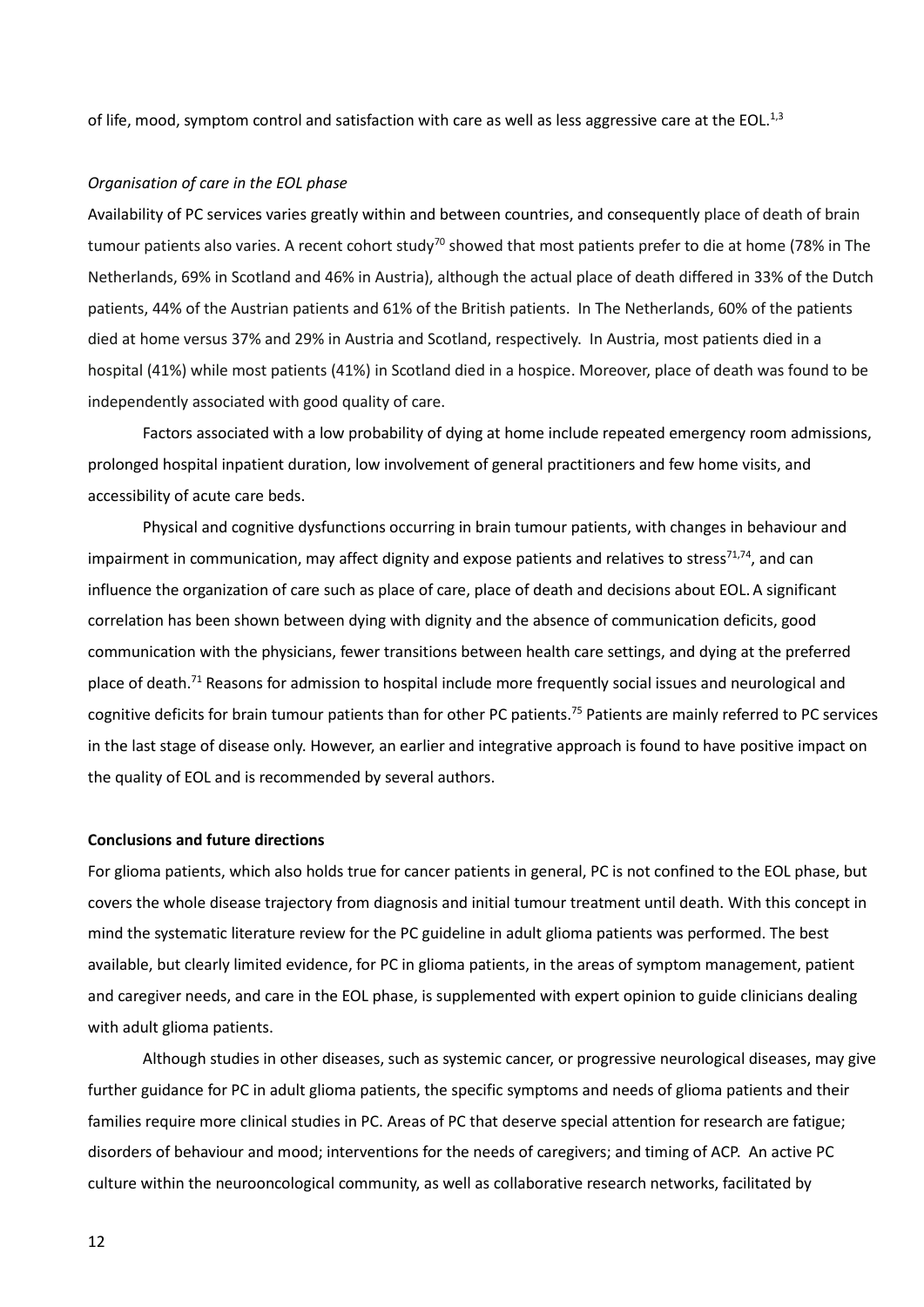of life, mood, symptom control and satisfaction with care as well as less aggressive care at the EOL.[1,3]

*Organisation of care in the EOL phase*

Availability of PC services varies greatly within and between countries, and consequently place of death of brain tumour patients also varies. A recent cohort study[70] showed that most patients prefer to die at home (78% in The Netherlands, 69% in Scotland and 46% in Austria), although the actual place of death differed in 33% of the Dutch patients, 44% of the Austrian patients and 61% of the British patients. In The Netherlands, 60% of the patients died at home versus 37% and 29% in Austria and Scotland, respectively. In Austria, most patients died in a hospital (41%) while most patients (41%) in Scotland died in a hospice. Moreover, place of death was found to be independently associated with good quality of care.

Factors associated with a low probability of dying at home include repeated emergency room admissions, prolonged hospital inpatient duration, low involvement of general practitioners and few home visits, and accessibility of acute care beds.

Physical and cognitive dysfunctions occurring in brain tumour patients, with changes in behaviour and impairment in communication, may affect dignity and expose patients and relatives to stress[71,74], and can influence the organization of care such as place of care, place of death and decisions about EOL. A significant correlation has been shown between dying with dignity and the absence of communication deficits, good communication with the physicians, fewer transitions between health care settings, and dying at the preferred place of death.[71] Reasons for admission to hospital include more frequently social issues and neurological and cognitive deficits for brain tumour patients than for other PC patients.[75] Patients are mainly referred to PC services in the last stage of disease only. However, an earlier and integrative approach is found to have positive impact on the quality of EOL and is recommended by several authors.

**Conclusions and future directions**

For glioma patients, which also holds true for cancer patients in general, PC is not confined to the EOL phase, but covers the whole disease trajectory from diagnosis and initial tumour treatment until death. With this concept in mind the systematic literature review for the PC guideline in adult glioma patients was performed. The best available, but clearly limited evidence, for PC in glioma patients, in the areas of symptom management, patient and caregiver needs, and care in the EOL phase, is supplemented with expert opinion to guide clinicians dealing with adult glioma patients.

Although studies in other diseases, such as systemic cancer, or progressive neurological diseases, may give further guidance for PC in adult glioma patients, the specific symptoms and needs of glioma patients and their families require more clinical studies in PC. Areas of PC that deserve special attention for research are fatigue; disorders of behaviour and mood; interventions for the needs of caregivers; and timing of ACP. An active PC culture within the neurooncological community, as well as collaborative research networks, facilitated by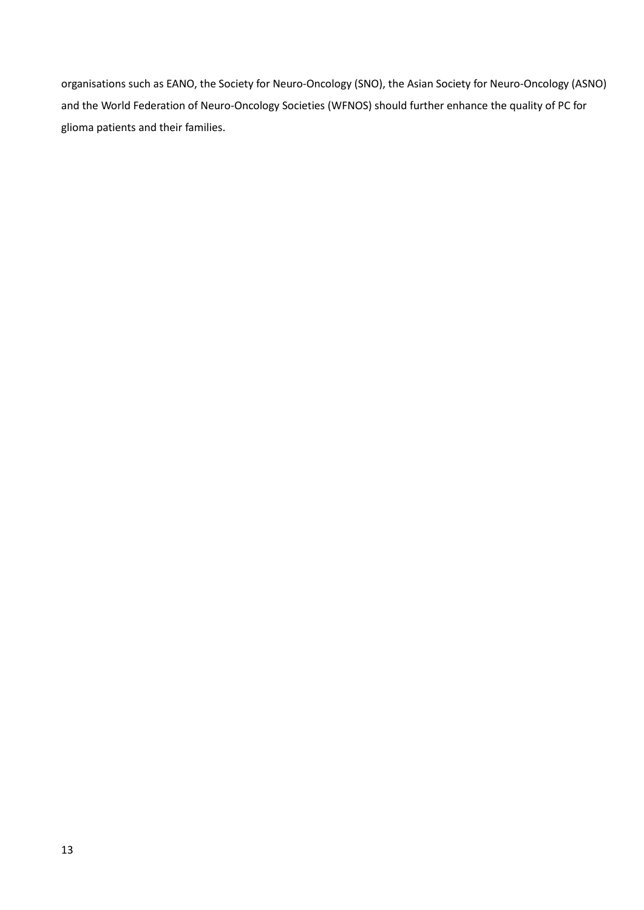organisations such as EANO, the Society for Neuro-Oncology (SNO), the Asian Society for Neuro-Oncology (ASNO) and the World Federation of Neuro-Oncology Societies (WFNOS) should further enhance the quality of PC for glioma patients and their families.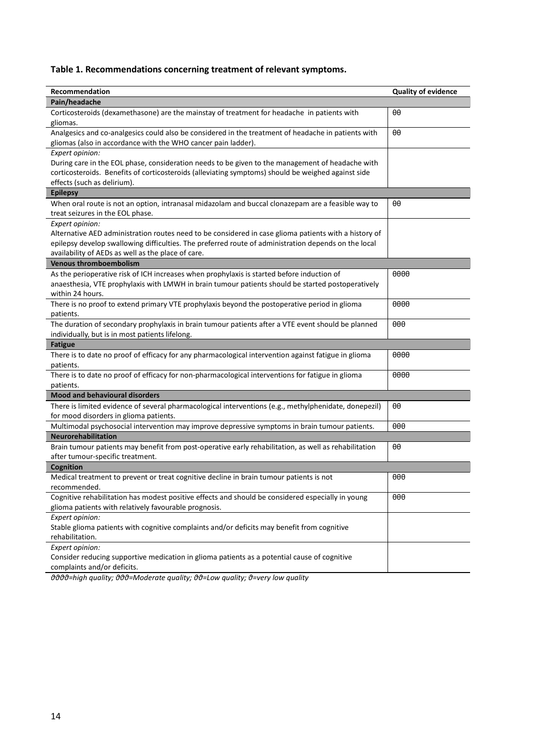**Table 1. Recommendations concerning treatment of relevant symptoms.**

| Recommendation | Quality of evidence |
|---|---|
| **Pain/headache** | |
| Corticosteroids (dexamethasone) are the mainstay of treatment for headache in patients with gliomas. | θθ |
| Analgesics and co-analgesics could also be considered in the treatment of headache in patients with gliomas (also in accordance with the WHO cancer pain ladder). | θθ |
| *Expert opinion:* During care in the EOL phase, consideration needs to be given to the management of headache with corticosteroids. Benefits of corticosteroids (alleviating symptoms) should be weighed against side effects (such as delirium). | |
| **Epilepsy** | |
| When oral route is not an option, intranasal midazolam and buccal clonazepam are a feasible way to treat seizures in the EOL phase. | θθ |
| *Expert opinion:* Alternative AED administration routes need to be considered in case glioma patients with a history of epilepsy develop swallowing difficulties. The preferred route of administration depends on the local availability of AEDs as well as the place of care. | |
| **Venous thromboembolism** | |
| As the perioperative risk of ICH increases when prophylaxis is started before induction of anaesthesia, VTE prophylaxis with LMWH in brain tumour patients should be started postoperatively within 24 hours. | θθθθ |
| There is no proof to extend primary VTE prophylaxis beyond the postoperative period in glioma patients. | θθθθ |
| The duration of secondary prophylaxis in brain tumour patients after a VTE event should be planned individually, but is in most patients lifelong. | θθθ |
| **Fatigue** | |
| There is to date no proof of efficacy for any pharmacological intervention against fatigue in glioma patients. | θθθθ |
| There is to date no proof of efficacy for non-pharmacological interventions for fatigue in glioma patients. | θθθθ |
| **Mood and behavioural disorders** | |
| There is limited evidence of several pharmacological interventions (e.g., methylphenidate, donepezil) for mood disorders in glioma patients. | θθ |
| Multimodal psychosocial intervention may improve depressive symptoms in brain tumour patients. | θθθ |
| **Neurorehabilitation** | |
| Brain tumour patients may benefit from post-operative early rehabilitation, as well as rehabilitation after tumour-specific treatment. | θθ |
| **Cognition** | |
| Medical treatment to prevent or treat cognitive decline in brain tumour patients is not recommended. | θθθ |
| Cognitive rehabilitation has modest positive effects and should be considered especially in young glioma patients with relatively favourable prognosis. | θθθ |
| *Expert opinion:* Stable glioma patients with cognitive complaints and/or deficits may benefit from cognitive rehabilitation. | |
| *Expert opinion:* Consider reducing supportive medication in glioma patients as a potential cause of cognitive complaints and/or deficits. | |

*ϑϑϑϑ=high quality; ϑϑϑ=Moderate quality; ϑϑ=Low quality; ϑ=very low quality*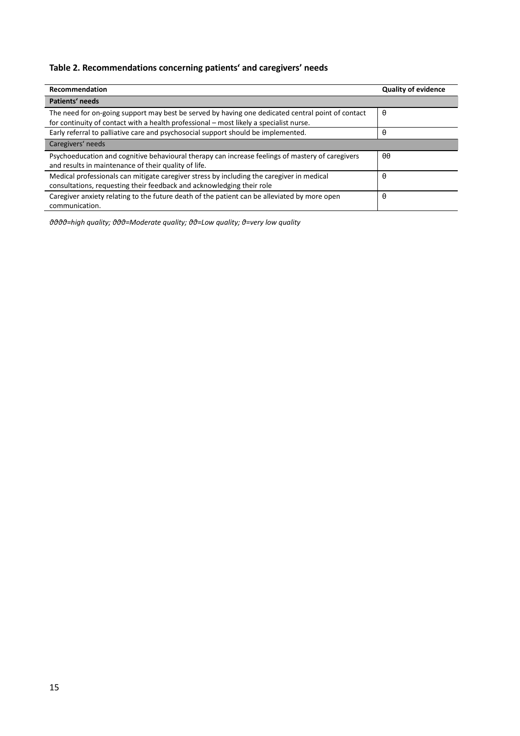**Table 2. Recommendations concerning patients‘ and caregivers’ needs**

| Recommendation | Quality of evidence |
|---|---|
| **Patients‘ needs** | |
| The need for on-going support may best be served by having one dedicated central point of contact for continuity of contact with a health professional – most likely a specialist nurse. | θ |
| Early referral to palliative care and psychosocial support should be implemented. | θ |
| Caregivers‘ needs | |
| Psychoeducation and cognitive behavioural therapy can increase feelings of mastery of caregivers and results in maintenance of their quality of life. | θθ |
| Medical professionals can mitigate caregiver stress by including the caregiver in medical consultations, requesting their feedback and acknowledging their role | θ |
| Caregiver anxiety relating to the future death of the patient can be alleviated by more open communication. | θ |

*ϑϑϑϑ=high quality; ϑϑϑ=Moderate quality; ϑϑ=Low quality; ϑ=very low quality*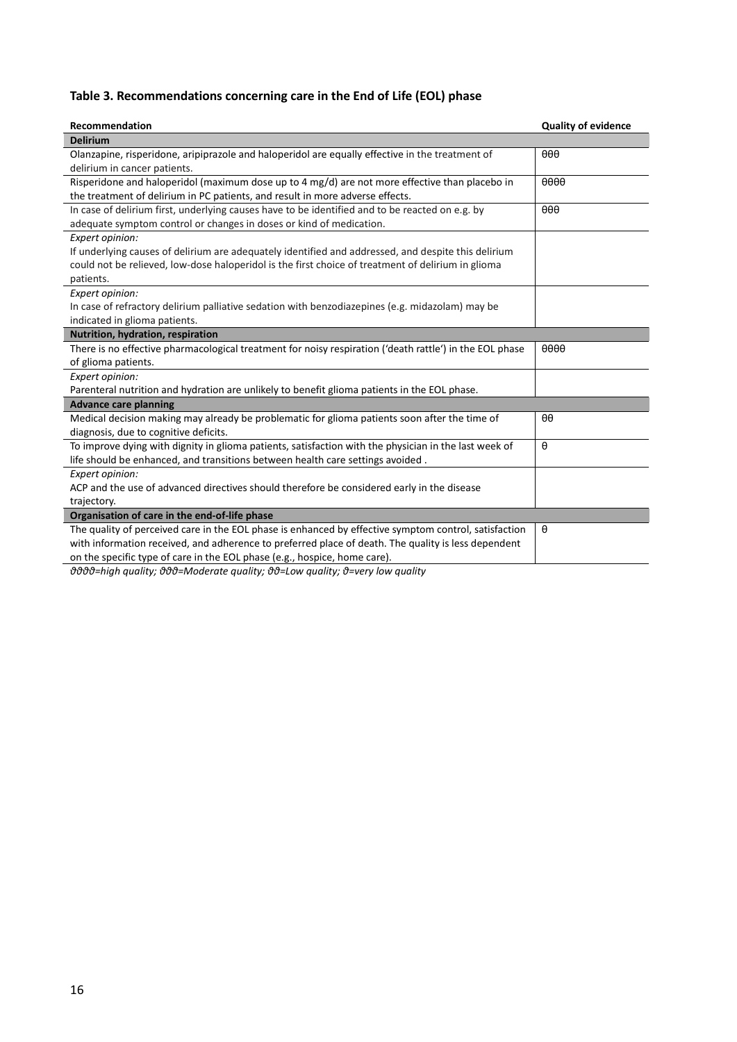### Table 3. Recommendations concerning care in the End of Life (EOL) phase

| Recommendation | Quality of evidence |
|---|---|
| **Delirium** | |
| Olanzapine, risperidone, aripiprazole and haloperidol are equally effective in the treatment of delirium in cancer patients. | θθθ |
| Risperidone and haloperidol (maximum dose up to 4 mg/d) are not more effective than placebo in the treatment of delirium in PC patients, and result in more adverse effects. | θθθθ |
| In case of delirium first, underlying causes have to be identified and to be reacted on e.g. by adequate symptom control or changes in doses or kind of medication. | θθθ |
| *Expert opinion:* If underlying causes of delirium are adequately identified and addressed, and despite this delirium could not be relieved, low-dose haloperidol is the first choice of treatment of delirium in glioma patients. | |
| *Expert opinion:* In case of refractory delirium palliative sedation with benzodiazepines (e.g. midazolam) may be indicated in glioma patients. | |
| **Nutrition, hydration, respiration** | |
| There is no effective pharmacological treatment for noisy respiration ('death rattle') in the EOL phase of glioma patients. | θθθθ |
| *Expert opinion:* Parenteral nutrition and hydration are unlikely to benefit glioma patients in the EOL phase. | |
| **Advance care planning** | |
| Medical decision making may already be problematic for glioma patients soon after the time of diagnosis, due to cognitive deficits. | θθ |
| To improve dying with dignity in glioma patients, satisfaction with the physician in the last week of life should be enhanced, and transitions between health care settings avoided . | θ |
| *Expert opinion:* ACP and the use of advanced directives should therefore be considered early in the disease trajectory. | |
| **Organisation of care in the end-of-life phase** | |
| The quality of perceived care in the EOL phase is enhanced by effective symptom control, satisfaction with information received, and adherence to preferred place of death. The quality is less dependent on the specific type of care in the EOL phase (e.g., hospice, home care). | θ |

*ϑϑϑϑ=high quality; ϑϑϑ=Moderate quality; ϑϑ=Low quality; ϑ=very low quality*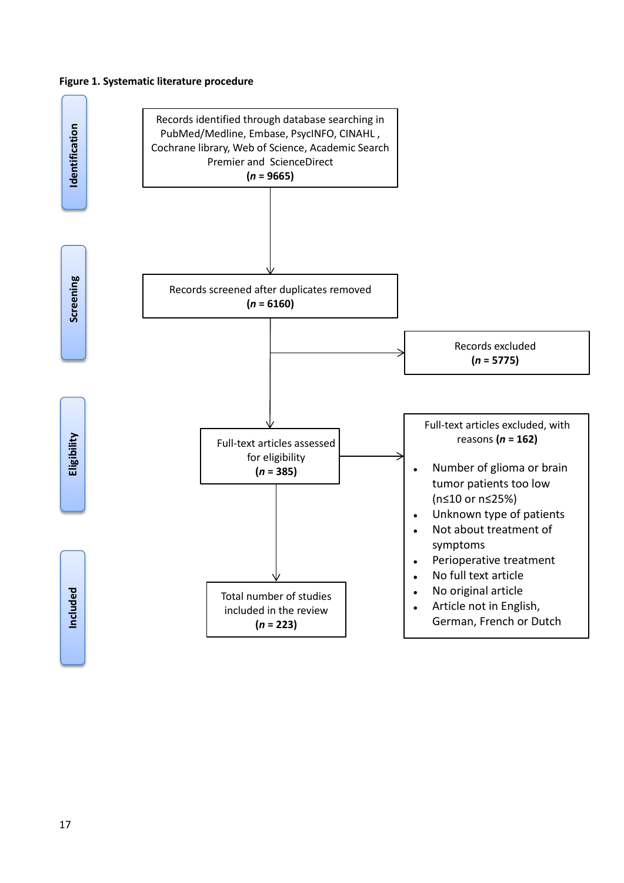**Figure 1. Systematic literature procedure**

**Identification**

Records identified through database searching in PubMed/Medline, Embase, PsycINFO, CINAHL, Cochrane library, Web of Science, Academic Search Premier and ScienceDirect
**(*n* = 9665)**

**Screening**

Records screened after duplicates removed
**(*n* = 6160)**

Records excluded
**(*n* = 5775)**

**Eligibility**

Full-text articles assessed for eligibility
**(*n* = 385)**

Full-text articles excluded, with reasons **(*n* = 162)**

- Number of glioma or brain tumor patients too low (n≤10 or n≤25%)
- Unknown type of patients
- Not about treatment of symptoms
- Perioperative treatment
- No full text article
- No original article
- Article not in English, German, French or Dutch

**Included**

Total number of studies included in the review
**(*n* = 223)**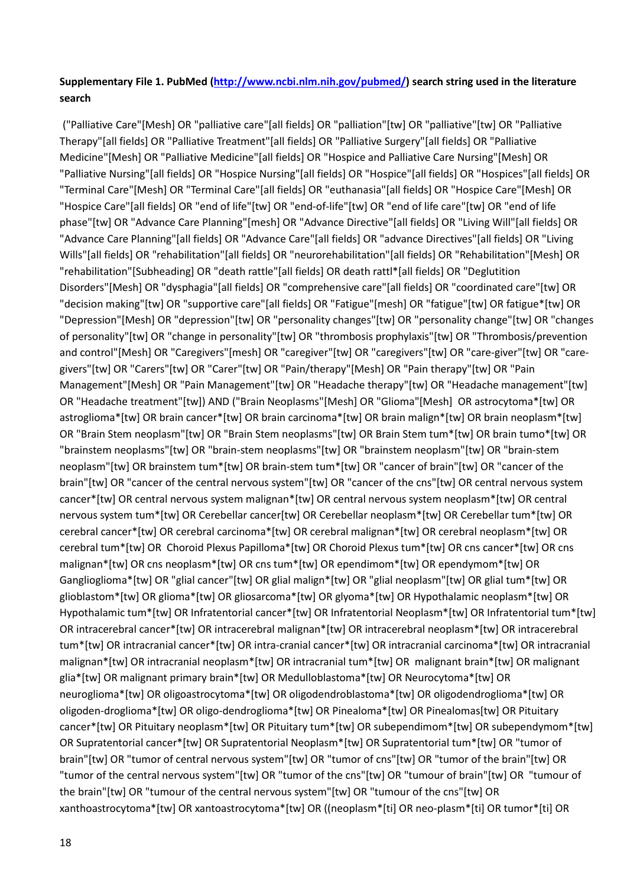**Supplementary File 1. PubMed ([http://www.ncbi.nlm.nih.gov/pubmed/](http://www.ncbi.nlm.nih.gov/pubmed/)) search string used in the literature search**

("Palliative Care"[Mesh] OR "palliative care"[all fields] OR "palliation"[tw] OR "palliative"[tw] OR "Palliative Therapy"[all fields] OR "Palliative Treatment"[all fields] OR "Palliative Surgery"[all fields] OR "Palliative Medicine"[Mesh] OR "Palliative Medicine"[all fields] OR "Hospice and Palliative Care Nursing"[Mesh] OR "Palliative Nursing"[all fields] OR "Hospice Nursing"[all fields] OR "Hospice"[all fields] OR "Hospices"[all fields] OR "Terminal Care"[Mesh] OR "Terminal Care"[all fields] OR "euthanasia"[all fields] OR "Hospice Care"[Mesh] OR "Hospice Care"[all fields] OR "end of life"[tw] OR "end-of-life"[tw] OR "end of life care"[tw] OR "end of life phase"[tw] OR "Advance Care Planning"[mesh] OR "Advance Directive"[all fields] OR "Living Will"[all fields] OR "Advance Care Planning"[all fields] OR "Advance Care"[all fields] OR "advance Directives"[all fields] OR "Living Wills"[all fields] OR "rehabilitation"[all fields] OR "neurorehabilitation"[all fields] OR "Rehabilitation"[Mesh] OR "rehabilitation"[Subheading] OR "death rattle"[all fields] OR death rattl*[all fields] OR "Deglutition Disorders"[Mesh] OR "dysphagia"[all fields] OR "comprehensive care"[all fields] OR "coordinated care"[tw] OR "decision making"[tw] OR "supportive care"[all fields] OR "Fatigue"[mesh] OR "fatigue"[tw] OR fatigue*[tw] OR "Depression"[Mesh] OR "depression"[tw] OR "personality changes"[tw] OR "personality change"[tw] OR "changes of personality"[tw] OR "change in personality"[tw] OR "thrombosis prophylaxis"[tw] OR "Thrombosis/prevention and control"[Mesh] OR "Caregivers"[mesh] OR "caregiver"[tw] OR "caregivers"[tw] OR "care-giver"[tw] OR "care-givers"[tw] OR "Carers"[tw] OR "Carer"[tw] OR "Pain/therapy"[Mesh] OR "Pain therapy"[tw] OR "Pain Management"[Mesh] OR "Pain Management"[tw] OR "Headache therapy"[tw] OR "Headache management"[tw] OR "Headache treatment"[tw]) AND ("Brain Neoplasms"[Mesh] OR "Glioma"[Mesh] OR astrocytoma*[tw] OR astroglioma*[tw] OR brain cancer*[tw] OR brain carcinoma*[tw] OR brain malign*[tw] OR brain neoplasm*[tw] OR "Brain Stem neoplasm"[tw] OR "Brain Stem neoplasms"[tw] OR Brain Stem tum*[tw] OR brain tumo*[tw] OR "brainstem neoplasms"[tw] OR "brain-stem neoplasms"[tw] OR "brainstem neoplasm"[tw] OR "brain-stem neoplasm"[tw] OR brainstem tum*[tw] OR brain-stem tum*[tw] OR "cancer of brain"[tw] OR "cancer of the brain"[tw] OR "cancer of the central nervous system"[tw] OR "cancer of the cns"[tw] OR central nervous system cancer*[tw] OR central nervous system malignan*[tw] OR central nervous system neoplasm*[tw] OR central nervous system tum*[tw] OR Cerebellar cancer[tw] OR Cerebellar neoplasm*[tw] OR Cerebellar tum*[tw] OR cerebral cancer*[tw] OR cerebral carcinoma*[tw] OR cerebral malignan*[tw] OR cerebral neoplasm*[tw] OR cerebral tum*[tw] OR Choroid Plexus Papilloma*[tw] OR Choroid Plexus tum*[tw] OR cns cancer*[tw] OR cns malignan*[tw] OR cns neoplasm*[tw] OR cns tum*[tw] OR ependimom*[tw] OR ependymom*[tw] OR Ganglioglioma*[tw] OR "glial cancer"[tw] OR glial malign*[tw] OR "glial neoplasm"[tw] OR glial tum*[tw] OR glioblastom*[tw] OR glioma*[tw] OR gliosarcoma*[tw] OR glyoma*[tw] OR Hypothalamic neoplasm*[tw] OR Hypothalamic tum*[tw] OR Infratentorial cancer*[tw] OR Infratentorial Neoplasm*[tw] OR Infratentorial tum*[tw] OR intracerebral cancer*[tw] OR intracerebral malignan*[tw] OR intracerebral neoplasm*[tw] OR intracerebral tum*[tw] OR intracranial cancer*[tw] OR intra-cranial cancer*[tw] OR intracranial carcinoma*[tw] OR intracranial malignan*[tw] OR intracranial neoplasm*[tw] OR intracranial tum*[tw] OR malignant brain*[tw] OR malignant glia*[tw] OR malignant primary brain*[tw] OR Medulloblastoma*[tw] OR Neurocytoma*[tw] OR neuroglioma*[tw] OR oligoastrocytoma*[tw] OR oligodendroblastoma*[tw] OR oligodendroglioma*[tw] OR oligoden-droglioma*[tw] OR oligo-dendroglioma*[tw] OR Pinealoma*[tw] OR Pinealomas[tw] OR Pituitary cancer*[tw] OR Pituitary neoplasm*[tw] OR Pituitary tum*[tw] OR subependimom*[tw] OR subependymom*[tw] OR Supratentorial cancer*[tw] OR Supratentorial Neoplasm*[tw] OR Supratentorial tum*[tw] OR "tumor of brain"[tw] OR "tumor of central nervous system"[tw] OR "tumor of cns"[tw] OR "tumor of the brain"[tw] OR "tumor of the central nervous system"[tw] OR "tumor of the cns"[tw] OR "tumour of brain"[tw] OR "tumour of the brain"[tw] OR "tumour of the central nervous system"[tw] OR "tumour of the cns"[tw] OR xanthoastrocytoma*[tw] OR xantoastrocytoma*[tw] OR ((neoplasm*[ti] OR neo-plasm*[ti] OR tumor*[ti] OR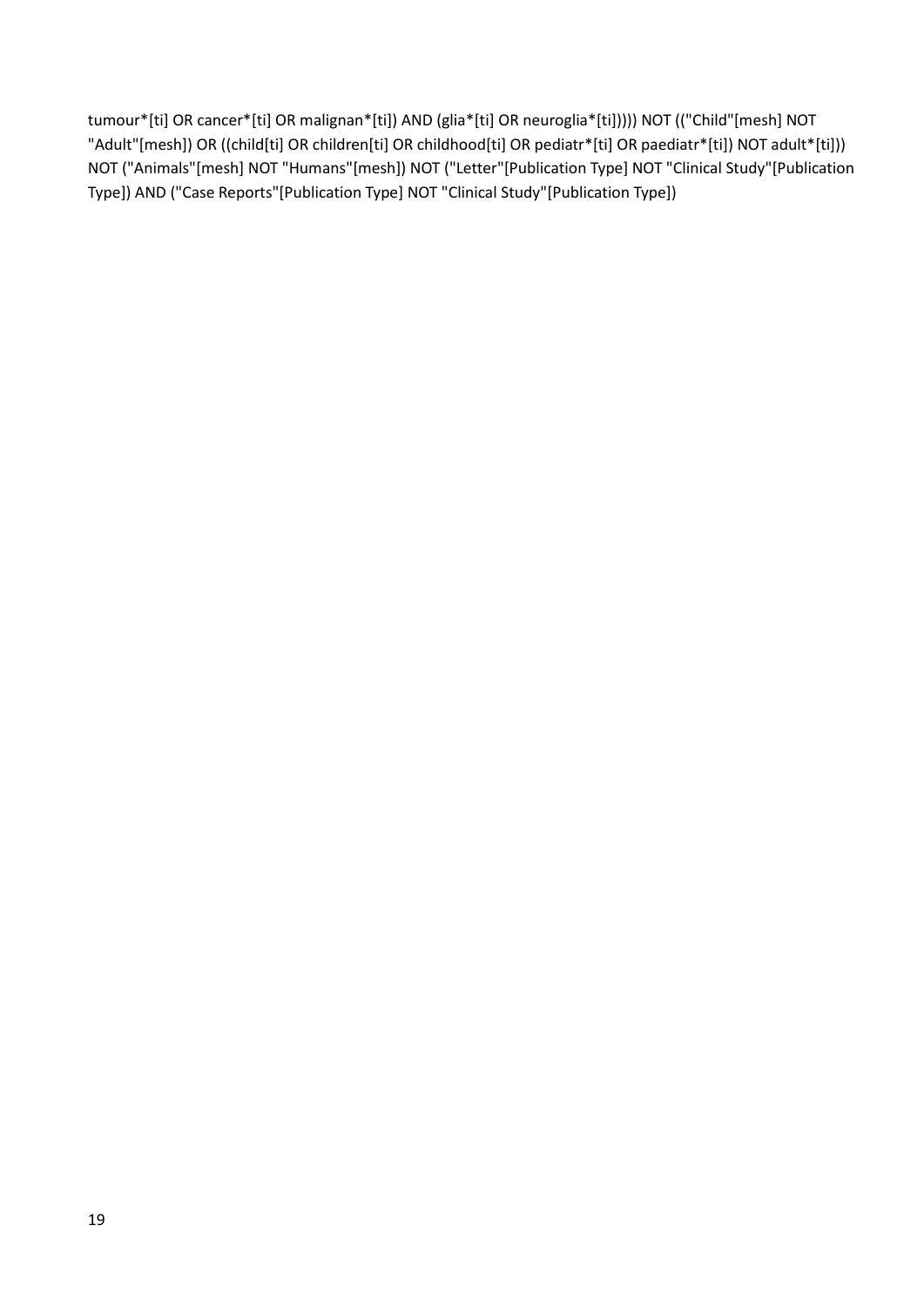tumour*[ti] OR cancer*[ti] OR malignan*[ti]) AND (glia*[ti] OR neuroglia*[ti])))) NOT (("Child"[mesh] NOT "Adult"[mesh]) OR ((child[ti] OR children[ti] OR childhood[ti] OR pediatr*[ti] OR paediatr*[ti]) NOT adult*[ti])) NOT ("Animals"[mesh] NOT "Humans"[mesh]) NOT ("Letter"[Publication Type] NOT "Clinical Study"[Publication Type]) AND ("Case Reports"[Publication Type] NOT "Clinical Study"[Publication Type])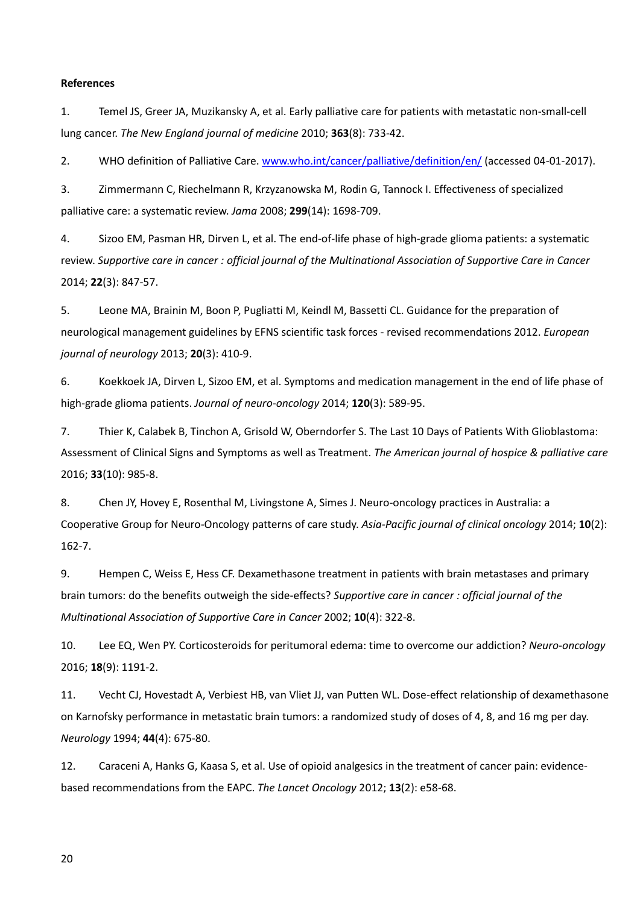**References**

1. Temel JS, Greer JA, Muzikansky A, et al. Early palliative care for patients with metastatic non-small-cell lung cancer. *The New England journal of medicine* 2010; **363**(8): 733-42.

2. WHO definition of Palliative Care. www.who.int/cancer/palliative/definition/en/ (accessed 04-01-2017).

3. Zimmermann C, Riechelmann R, Krzyzanowska M, Rodin G, Tannock I. Effectiveness of specialized palliative care: a systematic review. *Jama* 2008; **299**(14): 1698-709.

4. Sizoo EM, Pasman HR, Dirven L, et al. The end-of-life phase of high-grade glioma patients: a systematic review. *Supportive care in cancer : official journal of the Multinational Association of Supportive Care in Cancer* 2014; **22**(3): 847-57.

5. Leone MA, Brainin M, Boon P, Pugliatti M, Keindl M, Bassetti CL. Guidance for the preparation of neurological management guidelines by EFNS scientific task forces - revised recommendations 2012. *European journal of neurology* 2013; **20**(3): 410-9.

6. Koekkoek JA, Dirven L, Sizoo EM, et al. Symptoms and medication management in the end of life phase of high-grade glioma patients. *Journal of neuro-oncology* 2014; **120**(3): 589-95.

7. Thier K, Calabek B, Tinchon A, Grisold W, Oberndorfer S. The Last 10 Days of Patients With Glioblastoma: Assessment of Clinical Signs and Symptoms as well as Treatment. *The American journal of hospice & palliative care* 2016; **33**(10): 985-8.

8. Chen JY, Hovey E, Rosenthal M, Livingstone A, Simes J. Neuro-oncology practices in Australia: a Cooperative Group for Neuro-Oncology patterns of care study. *Asia-Pacific journal of clinical oncology* 2014; **10**(2): 162-7.

9. Hempen C, Weiss E, Hess CF. Dexamethasone treatment in patients with brain metastases and primary brain tumors: do the benefits outweigh the side-effects? *Supportive care in cancer : official journal of the Multinational Association of Supportive Care in Cancer* 2002; **10**(4): 322-8.

10. Lee EQ, Wen PY. Corticosteroids for peritumoral edema: time to overcome our addiction? *Neuro-oncology* 2016; **18**(9): 1191-2.

11. Vecht CJ, Hovestadt A, Verbiest HB, van Vliet JJ, van Putten WL. Dose-effect relationship of dexamethasone on Karnofsky performance in metastatic brain tumors: a randomized study of doses of 4, 8, and 16 mg per day. *Neurology* 1994; **44**(4): 675-80.

12. Caraceni A, Hanks G, Kaasa S, et al. Use of opioid analgesics in the treatment of cancer pain: evidence-based recommendations from the EAPC. *The Lancet Oncology* 2012; **13**(2): e58-68.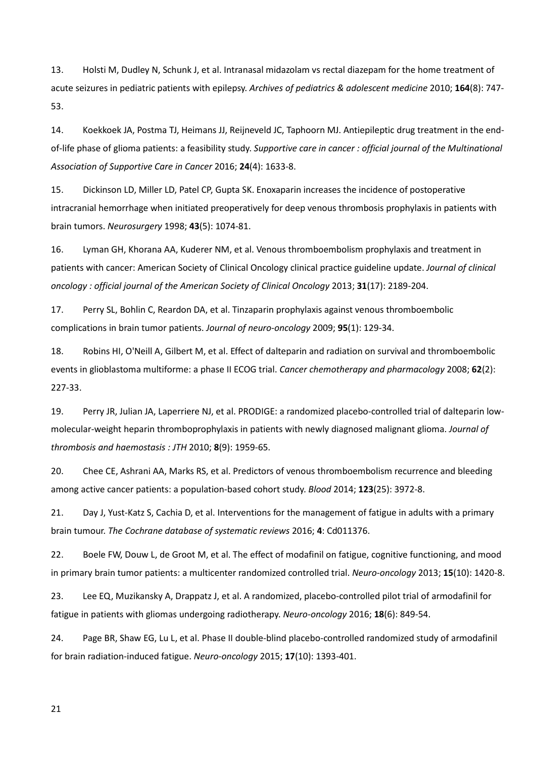13. Holsti M, Dudley N, Schunk J, et al. Intranasal midazolam vs rectal diazepam for the home treatment of acute seizures in pediatric patients with epilepsy. *Archives of pediatrics & adolescent medicine* 2010; **164**(8): 747-53.

14. Koekkoek JA, Postma TJ, Heimans JJ, Reijneveld JC, Taphoorn MJ. Antiepileptic drug treatment in the end-of-life phase of glioma patients: a feasibility study. *Supportive care in cancer : official journal of the Multinational Association of Supportive Care in Cancer* 2016; **24**(4): 1633-8.

15. Dickinson LD, Miller LD, Patel CP, Gupta SK. Enoxaparin increases the incidence of postoperative intracranial hemorrhage when initiated preoperatively for deep venous thrombosis prophylaxis in patients with brain tumors. *Neurosurgery* 1998; **43**(5): 1074-81.

16. Lyman GH, Khorana AA, Kuderer NM, et al. Venous thromboembolism prophylaxis and treatment in patients with cancer: American Society of Clinical Oncology clinical practice guideline update. *Journal of clinical oncology : official journal of the American Society of Clinical Oncology* 2013; **31**(17): 2189-204.

17. Perry SL, Bohlin C, Reardon DA, et al. Tinzaparin prophylaxis against venous thromboembolic complications in brain tumor patients. *Journal of neuro-oncology* 2009; **95**(1): 129-34.

18. Robins HI, O'Neill A, Gilbert M, et al. Effect of dalteparin and radiation on survival and thromboembolic events in glioblastoma multiforme: a phase II ECOG trial. *Cancer chemotherapy and pharmacology* 2008; **62**(2): 227-33.

19. Perry JR, Julian JA, Laperriere NJ, et al. PRODIGE: a randomized placebo-controlled trial of dalteparin low-molecular-weight heparin thromboprophylaxis in patients with newly diagnosed malignant glioma. *Journal of thrombosis and haemostasis : JTH* 2010; **8**(9): 1959-65.

20. Chee CE, Ashrani AA, Marks RS, et al. Predictors of venous thromboembolism recurrence and bleeding among active cancer patients: a population-based cohort study. *Blood* 2014; **123**(25): 3972-8.

21. Day J, Yust-Katz S, Cachia D, et al. Interventions for the management of fatigue in adults with a primary brain tumour. *The Cochrane database of systematic reviews* 2016; **4**: Cd011376.

22. Boele FW, Douw L, de Groot M, et al. The effect of modafinil on fatigue, cognitive functioning, and mood in primary brain tumor patients: a multicenter randomized controlled trial. *Neuro-oncology* 2013; **15**(10): 1420-8.

23. Lee EQ, Muzikansky A, Drappatz J, et al. A randomized, placebo-controlled pilot trial of armodafinil for fatigue in patients with gliomas undergoing radiotherapy. *Neuro-oncology* 2016; **18**(6): 849-54.

24. Page BR, Shaw EG, Lu L, et al. Phase II double-blind placebo-controlled randomized study of armodafinil for brain radiation-induced fatigue. *Neuro-oncology* 2015; **17**(10): 1393-401.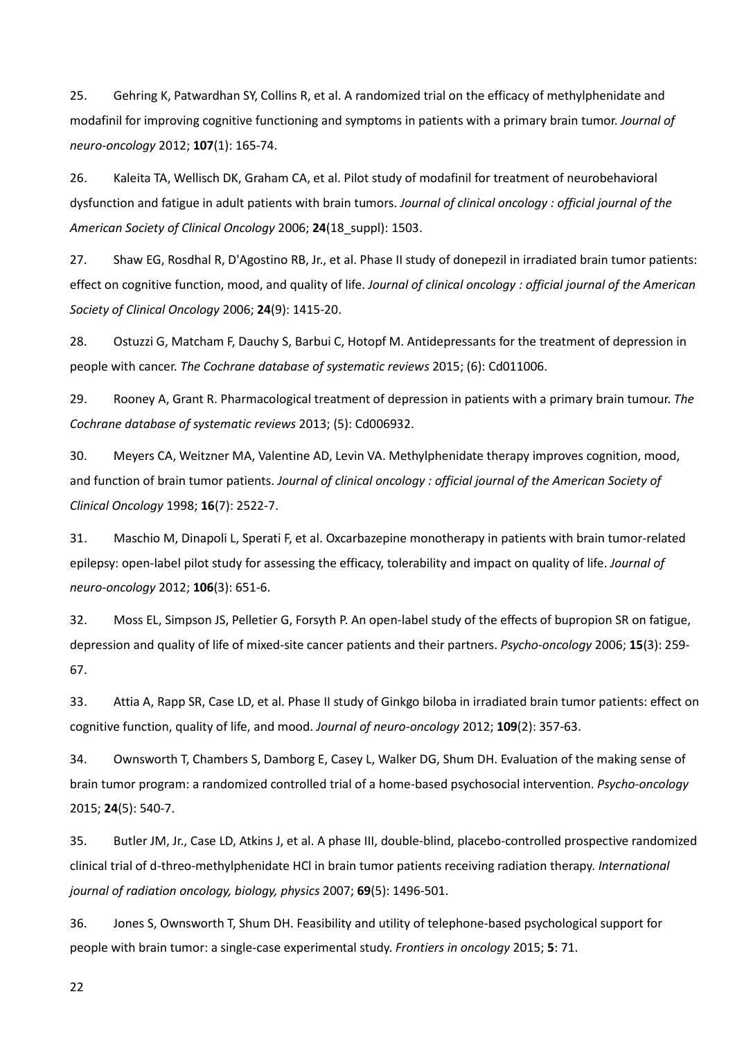25. Gehring K, Patwardhan SY, Collins R, et al. A randomized trial on the efficacy of methylphenidate and modafinil for improving cognitive functioning and symptoms in patients with a primary brain tumor. *Journal of neuro-oncology* 2012; **107**(1): 165-74.

26. Kaleita TA, Wellisch DK, Graham CA, et al. Pilot study of modafinil for treatment of neurobehavioral dysfunction and fatigue in adult patients with brain tumors. *Journal of clinical oncology : official journal of the American Society of Clinical Oncology* 2006; **24**(18_suppl): 1503.

27. Shaw EG, Rosdhal R, D'Agostino RB, Jr., et al. Phase II study of donepezil in irradiated brain tumor patients: effect on cognitive function, mood, and quality of life. *Journal of clinical oncology : official journal of the American Society of Clinical Oncology* 2006; **24**(9): 1415-20.

28. Ostuzzi G, Matcham F, Dauchy S, Barbui C, Hotopf M. Antidepressants for the treatment of depression in people with cancer. *The Cochrane database of systematic reviews* 2015; (6): Cd011006.

29. Rooney A, Grant R. Pharmacological treatment of depression in patients with a primary brain tumour. *The Cochrane database of systematic reviews* 2013; (5): Cd006932.

30. Meyers CA, Weitzner MA, Valentine AD, Levin VA. Methylphenidate therapy improves cognition, mood, and function of brain tumor patients. *Journal of clinical oncology : official journal of the American Society of Clinical Oncology* 1998; **16**(7): 2522-7.

31. Maschio M, Dinapoli L, Sperati F, et al. Oxcarbazepine monotherapy in patients with brain tumor-related epilepsy: open-label pilot study for assessing the efficacy, tolerability and impact on quality of life. *Journal of neuro-oncology* 2012; **106**(3): 651-6.

32. Moss EL, Simpson JS, Pelletier G, Forsyth P. An open-label study of the effects of bupropion SR on fatigue, depression and quality of life of mixed-site cancer patients and their partners. *Psycho-oncology* 2006; **15**(3): 259-67.

33. Attia A, Rapp SR, Case LD, et al. Phase II study of Ginkgo biloba in irradiated brain tumor patients: effect on cognitive function, quality of life, and mood. *Journal of neuro-oncology* 2012; **109**(2): 357-63.

34. Ownsworth T, Chambers S, Damborg E, Casey L, Walker DG, Shum DH. Evaluation of the making sense of brain tumor program: a randomized controlled trial of a home-based psychosocial intervention. *Psycho-oncology* 2015; **24**(5): 540-7.

35. Butler JM, Jr., Case LD, Atkins J, et al. A phase III, double-blind, placebo-controlled prospective randomized clinical trial of d-threo-methylphenidate HCl in brain tumor patients receiving radiation therapy. *International journal of radiation oncology, biology, physics* 2007; **69**(5): 1496-501.

36. Jones S, Ownsworth T, Shum DH. Feasibility and utility of telephone-based psychological support for people with brain tumor: a single-case experimental study. *Frontiers in oncology* 2015; **5**: 71.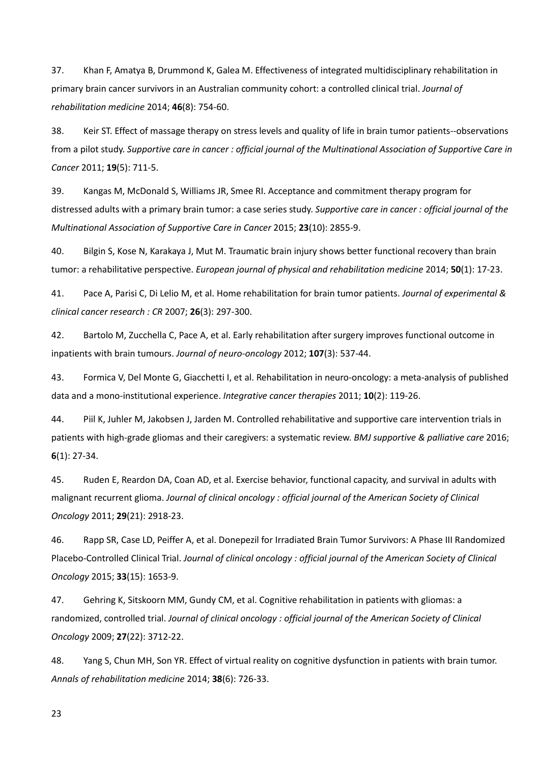37. Khan F, Amatya B, Drummond K, Galea M. Effectiveness of integrated multidisciplinary rehabilitation in primary brain cancer survivors in an Australian community cohort: a controlled clinical trial. *Journal of rehabilitation medicine* 2014; **46**(8): 754-60.

38. Keir ST. Effect of massage therapy on stress levels and quality of life in brain tumor patients--observations from a pilot study. *Supportive care in cancer : official journal of the Multinational Association of Supportive Care in Cancer* 2011; **19**(5): 711-5.

39. Kangas M, McDonald S, Williams JR, Smee RI. Acceptance and commitment therapy program for distressed adults with a primary brain tumor: a case series study. *Supportive care in cancer : official journal of the Multinational Association of Supportive Care in Cancer* 2015; **23**(10): 2855-9.

40. Bilgin S, Kose N, Karakaya J, Mut M. Traumatic brain injury shows better functional recovery than brain tumor: a rehabilitative perspective. *European journal of physical and rehabilitation medicine* 2014; **50**(1): 17-23.

41. Pace A, Parisi C, Di Lelio M, et al. Home rehabilitation for brain tumor patients. *Journal of experimental & clinical cancer research : CR* 2007; **26**(3): 297-300.

42. Bartolo M, Zucchella C, Pace A, et al. Early rehabilitation after surgery improves functional outcome in inpatients with brain tumours. *Journal of neuro-oncology* 2012; **107**(3): 537-44.

43. Formica V, Del Monte G, Giacchetti I, et al. Rehabilitation in neuro-oncology: a meta-analysis of published data and a mono-institutional experience. *Integrative cancer therapies* 2011; **10**(2): 119-26.

44. Piil K, Juhler M, Jakobsen J, Jarden M. Controlled rehabilitative and supportive care intervention trials in patients with high-grade gliomas and their caregivers: a systematic review. *BMJ supportive & palliative care* 2016; **6**(1): 27-34.

45. Ruden E, Reardon DA, Coan AD, et al. Exercise behavior, functional capacity, and survival in adults with malignant recurrent glioma. *Journal of clinical oncology : official journal of the American Society of Clinical Oncology* 2011; **29**(21): 2918-23.

46. Rapp SR, Case LD, Peiffer A, et al. Donepezil for Irradiated Brain Tumor Survivors: A Phase III Randomized Placebo-Controlled Clinical Trial. *Journal of clinical oncology : official journal of the American Society of Clinical Oncology* 2015; **33**(15): 1653-9.

47. Gehring K, Sitskoorn MM, Gundy CM, et al. Cognitive rehabilitation in patients with gliomas: a randomized, controlled trial. *Journal of clinical oncology : official journal of the American Society of Clinical Oncology* 2009; **27**(22): 3712-22.

48. Yang S, Chun MH, Son YR. Effect of virtual reality on cognitive dysfunction in patients with brain tumor. *Annals of rehabilitation medicine* 2014; **38**(6): 726-33.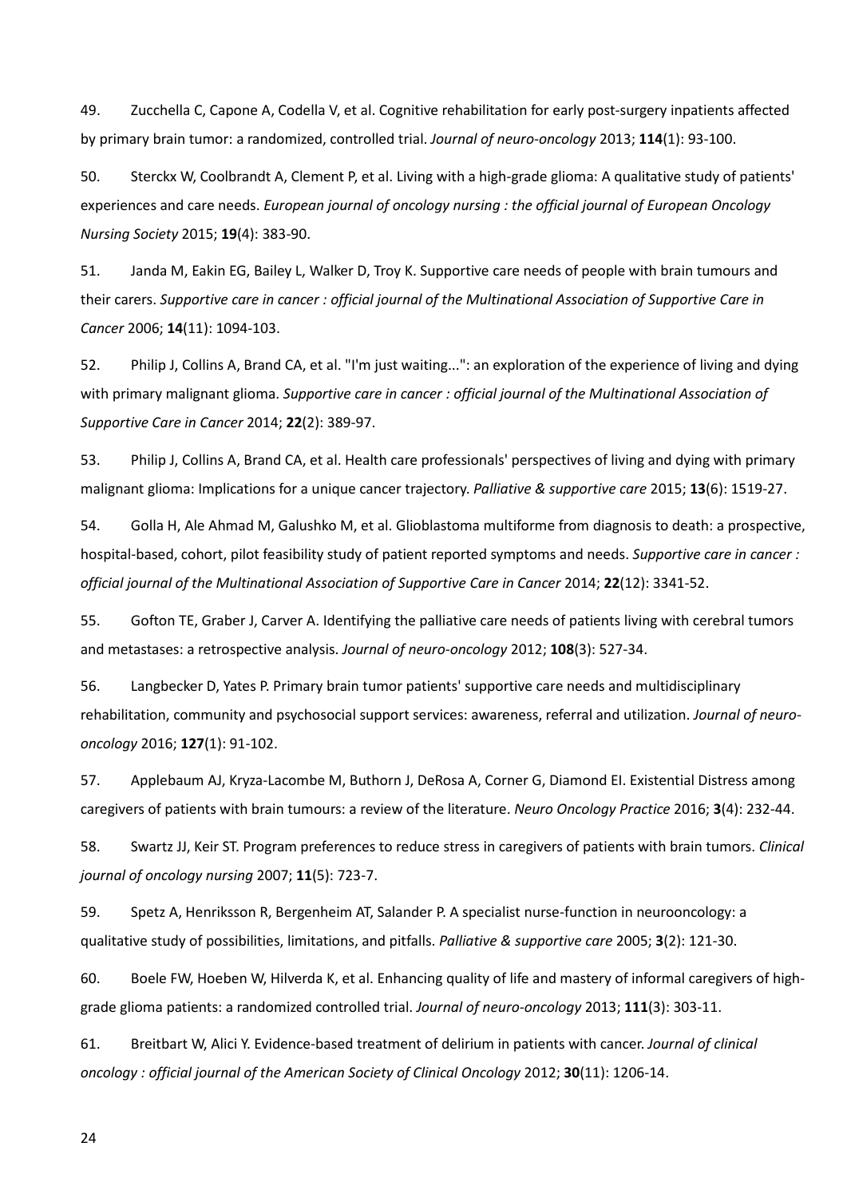49. Zucchella C, Capone A, Codella V, et al. Cognitive rehabilitation for early post-surgery inpatients affected by primary brain tumor: a randomized, controlled trial. *Journal of neuro-oncology* 2013; **114**(1): 93-100.

50. Sterckx W, Coolbrandt A, Clement P, et al. Living with a high-grade glioma: A qualitative study of patients' experiences and care needs. *European journal of oncology nursing : the official journal of European Oncology Nursing Society* 2015; **19**(4): 383-90.

51. Janda M, Eakin EG, Bailey L, Walker D, Troy K. Supportive care needs of people with brain tumours and their carers. *Supportive care in cancer : official journal of the Multinational Association of Supportive Care in Cancer* 2006; **14**(11): 1094-103.

52. Philip J, Collins A, Brand CA, et al. "I'm just waiting...": an exploration of the experience of living and dying with primary malignant glioma. *Supportive care in cancer : official journal of the Multinational Association of Supportive Care in Cancer* 2014; **22**(2): 389-97.

53. Philip J, Collins A, Brand CA, et al. Health care professionals' perspectives of living and dying with primary malignant glioma: Implications for a unique cancer trajectory. *Palliative & supportive care* 2015; **13**(6): 1519-27.

54. Golla H, Ale Ahmad M, Galushko M, et al. Glioblastoma multiforme from diagnosis to death: a prospective, hospital-based, cohort, pilot feasibility study of patient reported symptoms and needs. *Supportive care in cancer : official journal of the Multinational Association of Supportive Care in Cancer* 2014; **22**(12): 3341-52.

55. Gofton TE, Graber J, Carver A. Identifying the palliative care needs of patients living with cerebral tumors and metastases: a retrospective analysis. *Journal of neuro-oncology* 2012; **108**(3): 527-34.

56. Langbecker D, Yates P. Primary brain tumor patients' supportive care needs and multidisciplinary rehabilitation, community and psychosocial support services: awareness, referral and utilization. *Journal of neuro-oncology* 2016; **127**(1): 91-102.

57. Applebaum AJ, Kryza-Lacombe M, Buthorn J, DeRosa A, Corner G, Diamond EI. Existential Distress among caregivers of patients with brain tumours: a review of the literature. *Neuro Oncology Practice* 2016; **3**(4): 232-44.

58. Swartz JJ, Keir ST. Program preferences to reduce stress in caregivers of patients with brain tumors. *Clinical journal of oncology nursing* 2007; **11**(5): 723-7.

59. Spetz A, Henriksson R, Bergenheim AT, Salander P. A specialist nurse-function in neurooncology: a qualitative study of possibilities, limitations, and pitfalls. *Palliative & supportive care* 2005; **3**(2): 121-30.

60. Boele FW, Hoeben W, Hilverda K, et al. Enhancing quality of life and mastery of informal caregivers of high-grade glioma patients: a randomized controlled trial. *Journal of neuro-oncology* 2013; **111**(3): 303-11.

61. Breitbart W, Alici Y. Evidence-based treatment of delirium in patients with cancer. *Journal of clinical oncology : official journal of the American Society of Clinical Oncology* 2012; **30**(11): 1206-14.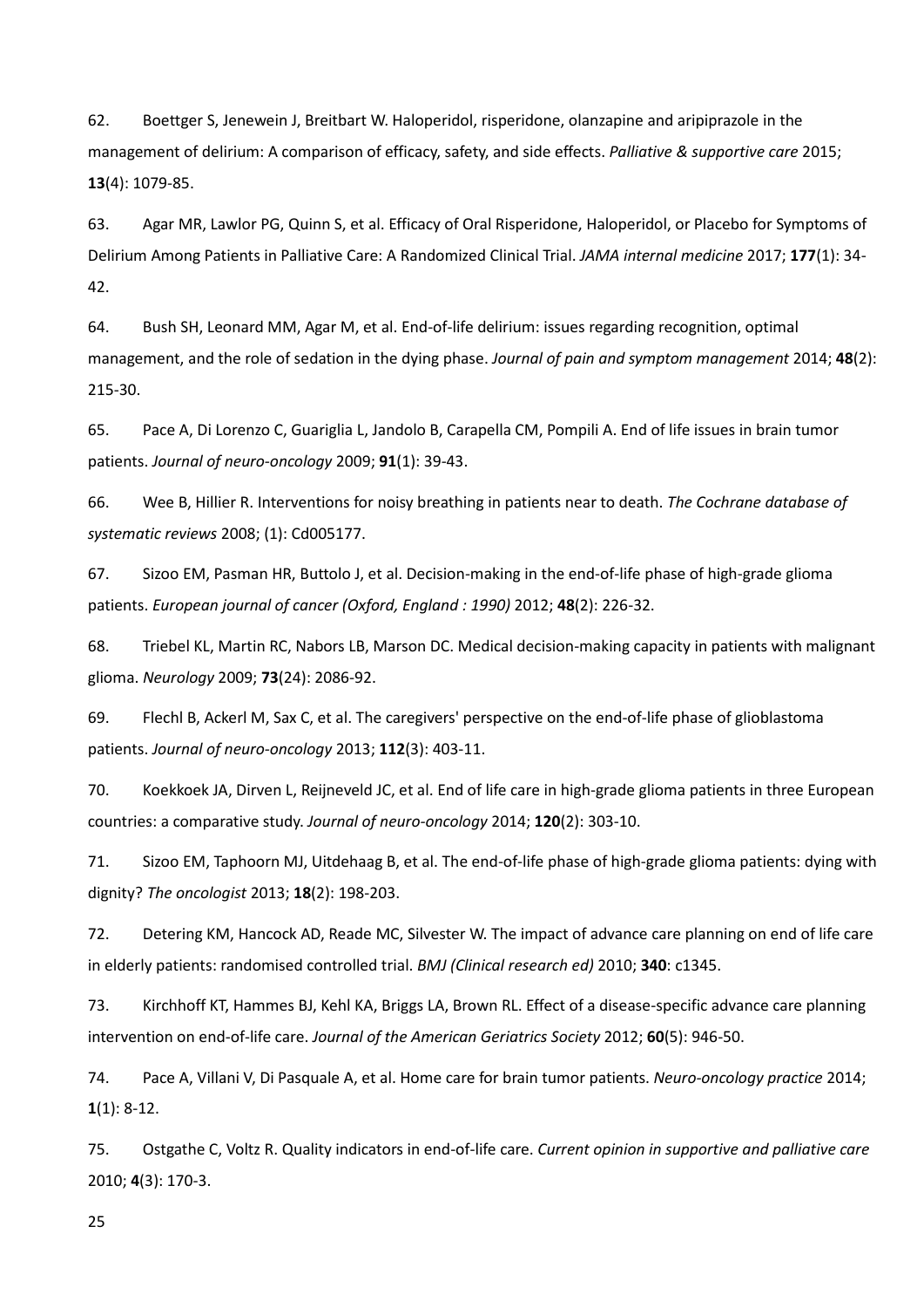62. Boettger S, Jenewein J, Breitbart W. Haloperidol, risperidone, olanzapine and aripiprazole in the management of delirium: A comparison of efficacy, safety, and side effects. *Palliative & supportive care* 2015; **13**(4): 1079-85.

63. Agar MR, Lawlor PG, Quinn S, et al. Efficacy of Oral Risperidone, Haloperidol, or Placebo for Symptoms of Delirium Among Patients in Palliative Care: A Randomized Clinical Trial. *JAMA internal medicine* 2017; **177**(1): 34-42.

64. Bush SH, Leonard MM, Agar M, et al. End-of-life delirium: issues regarding recognition, optimal management, and the role of sedation in the dying phase. *Journal of pain and symptom management* 2014; **48**(2): 215-30.

65. Pace A, Di Lorenzo C, Guariglia L, Jandolo B, Carapella CM, Pompili A. End of life issues in brain tumor patients. *Journal of neuro-oncology* 2009; **91**(1): 39-43.

66. Wee B, Hillier R. Interventions for noisy breathing in patients near to death. *The Cochrane database of systematic reviews* 2008; (1): Cd005177.

67. Sizoo EM, Pasman HR, Buttolo J, et al. Decision-making in the end-of-life phase of high-grade glioma patients. *European journal of cancer (Oxford, England : 1990)* 2012; **48**(2): 226-32.

68. Triebel KL, Martin RC, Nabors LB, Marson DC. Medical decision-making capacity in patients with malignant glioma. *Neurology* 2009; **73**(24): 2086-92.

69. Flechl B, Ackerl M, Sax C, et al. The caregivers' perspective on the end-of-life phase of glioblastoma patients. *Journal of neuro-oncology* 2013; **112**(3): 403-11.

70. Koekkoek JA, Dirven L, Reijneveld JC, et al. End of life care in high-grade glioma patients in three European countries: a comparative study. *Journal of neuro-oncology* 2014; **120**(2): 303-10.

71. Sizoo EM, Taphoorn MJ, Uitdehaag B, et al. The end-of-life phase of high-grade glioma patients: dying with dignity? *The oncologist* 2013; **18**(2): 198-203.

72. Detering KM, Hancock AD, Reade MC, Silvester W. The impact of advance care planning on end of life care in elderly patients: randomised controlled trial. *BMJ (Clinical research ed)* 2010; **340**: c1345.

73. Kirchhoff KT, Hammes BJ, Kehl KA, Briggs LA, Brown RL. Effect of a disease-specific advance care planning intervention on end-of-life care. *Journal of the American Geriatrics Society* 2012; **60**(5): 946-50.

74. Pace A, Villani V, Di Pasquale A, et al. Home care for brain tumor patients. *Neuro-oncology practice* 2014; **1**(1): 8-12.

75. Ostgathe C, Voltz R. Quality indicators in end-of-life care. *Current opinion in supportive and palliative care* 2010; **4**(3): 170-3.